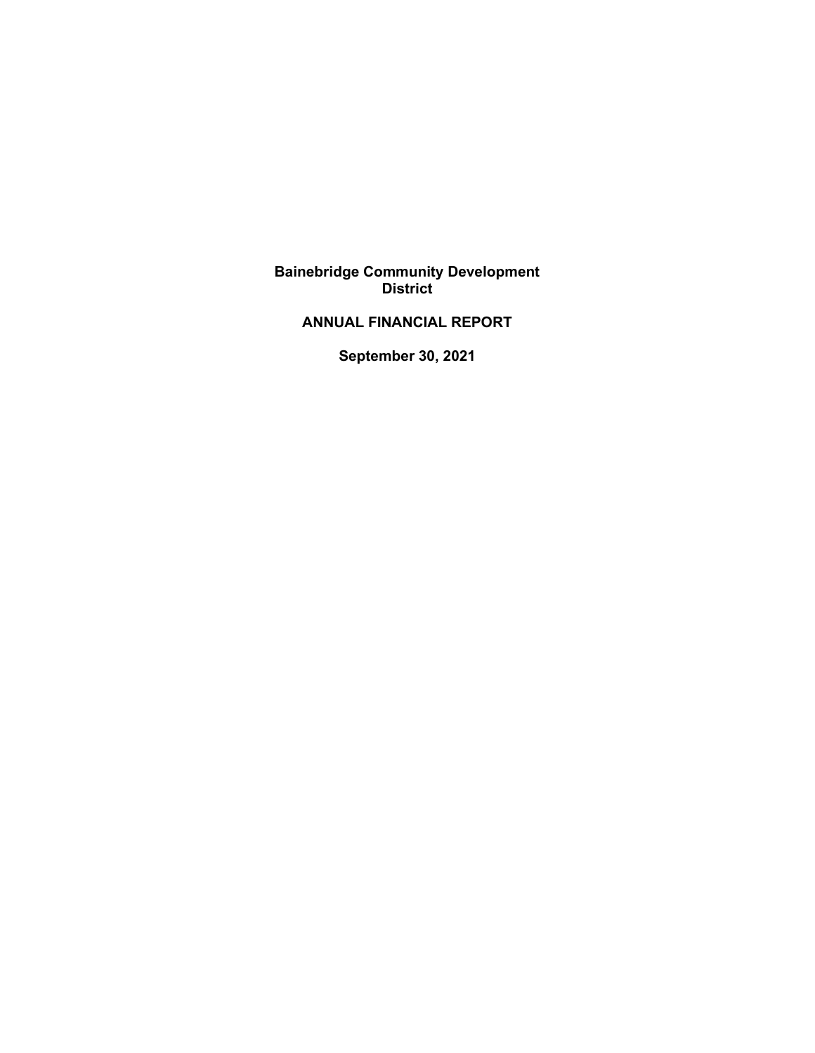# Bainebridge Community Development District

## ANNUAL FINANCIAL REPORT

### September 30, 2021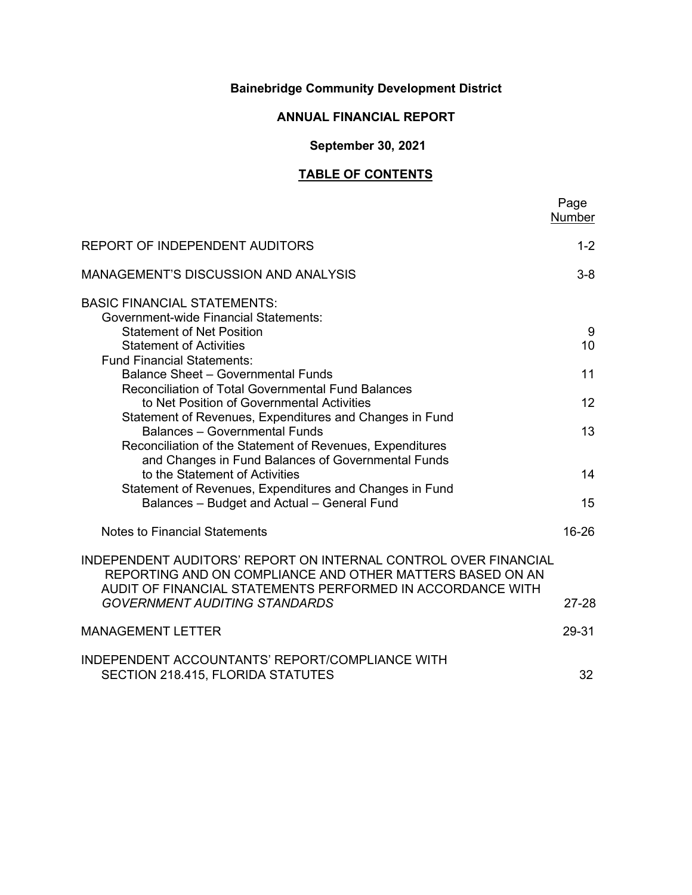# Bainebridge Community Development District

## ANNUAL FINANCIAL REPORT

### September 30, 2021

### TABLE OF CONTENTS

| | Page Number |
|---|---|
| REPORT OF INDEPENDENT AUDITORS | 1-2 |
| MANAGEMENT'S DISCUSSION AND ANALYSIS | 3-8 |
| BASIC FINANCIAL STATEMENTS: | |
| Government-wide Financial Statements: | |
| Statement of Net Position | 9 |
| Statement of Activities | 10 |
| Fund Financial Statements: | |
| Balance Sheet – Governmental Funds | 11 |
| Reconciliation of Total Governmental Fund Balances to Net Position of Governmental Activities | 12 |
| Statement of Revenues, Expenditures and Changes in Fund Balances – Governmental Funds | 13 |
| Reconciliation of the Statement of Revenues, Expenditures and Changes in Fund Balances of Governmental Funds to the Statement of Activities | 14 |
| Statement of Revenues, Expenditures and Changes in Fund Balances – Budget and Actual – General Fund | 15 |
| Notes to Financial Statements | 16-26 |
| INDEPENDENT AUDITORS' REPORT ON INTERNAL CONTROL OVER FINANCIAL REPORTING AND ON COMPLIANCE AND OTHER MATTERS BASED ON AN AUDIT OF FINANCIAL STATEMENTS PERFORMED IN ACCORDANCE WITH *GOVERNMENT AUDITING STANDARDS* | 27-28 |
| MANAGEMENT LETTER | 29-31 |
| INDEPENDENT ACCOUNTANTS' REPORT/COMPLIANCE WITH SECTION 218.415, FLORIDA STATUTES | 32 |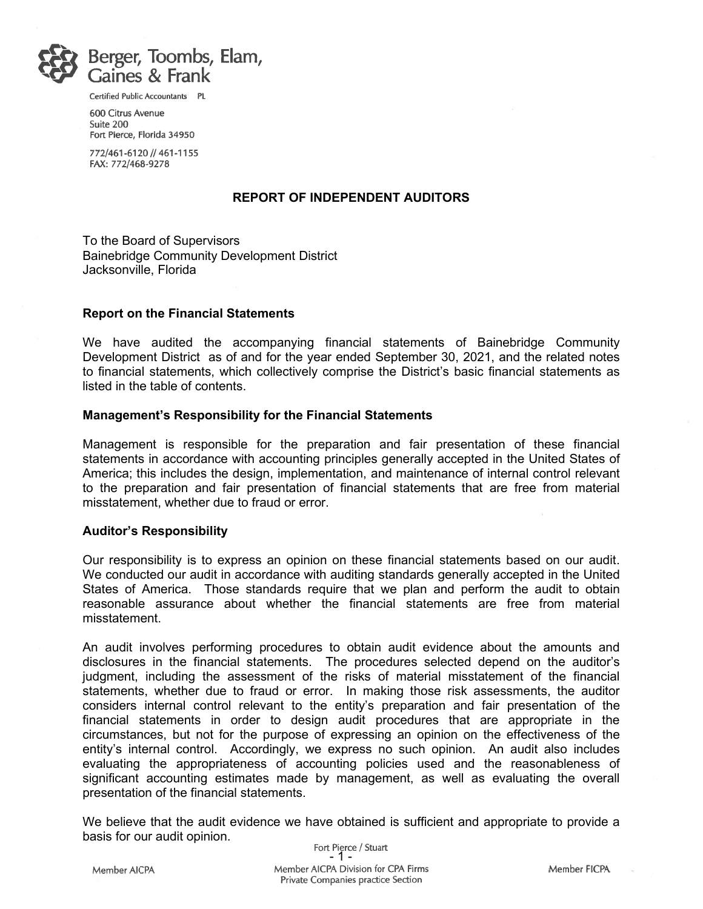Berger, Toombs, Elam, Gaines & Frank

Certified Public Accountants PL

600 Citrus Avenue
Suite 200
Fort Pierce, Florida 34950

772/461-6120 // 461-1155
FAX: 772/468-9278

## REPORT OF INDEPENDENT AUDITORS

To the Board of Supervisors
Bainebridge Community Development District
Jacksonville, Florida

### Report on the Financial Statements

We have audited the accompanying financial statements of Bainebridge Community Development District as of and for the year ended September 30, 2021, and the related notes to financial statements, which collectively comprise the District's basic financial statements as listed in the table of contents.

### Management's Responsibility for the Financial Statements

Management is responsible for the preparation and fair presentation of these financial statements in accordance with accounting principles generally accepted in the United States of America; this includes the design, implementation, and maintenance of internal control relevant to the preparation and fair presentation of financial statements that are free from material misstatement, whether due to fraud or error.

### Auditor's Responsibility

Our responsibility is to express an opinion on these financial statements based on our audit. We conducted our audit in accordance with auditing standards generally accepted in the United States of America. Those standards require that we plan and perform the audit to obtain reasonable assurance about whether the financial statements are free from material misstatement.

An audit involves performing procedures to obtain audit evidence about the amounts and disclosures in the financial statements. The procedures selected depend on the auditor's judgment, including the assessment of the risks of material misstatement of the financial statements, whether due to fraud or error. In making those risk assessments, the auditor considers internal control relevant to the entity's preparation and fair presentation of the financial statements in order to design audit procedures that are appropriate in the circumstances, but not for the purpose of expressing an opinion on the effectiveness of the entity's internal control. Accordingly, we express no such opinion. An audit also includes evaluating the appropriateness of accounting policies used and the reasonableness of significant accounting estimates made by management, as well as evaluating the overall presentation of the financial statements.

We believe that the audit evidence we have obtained is sufficient and appropriate to provide a basis for our audit opinion.

Fort Pierce / Stuart

Member AICPA | Member AICPA Division for CPA Firms Private Companies practice Section | Member FICPA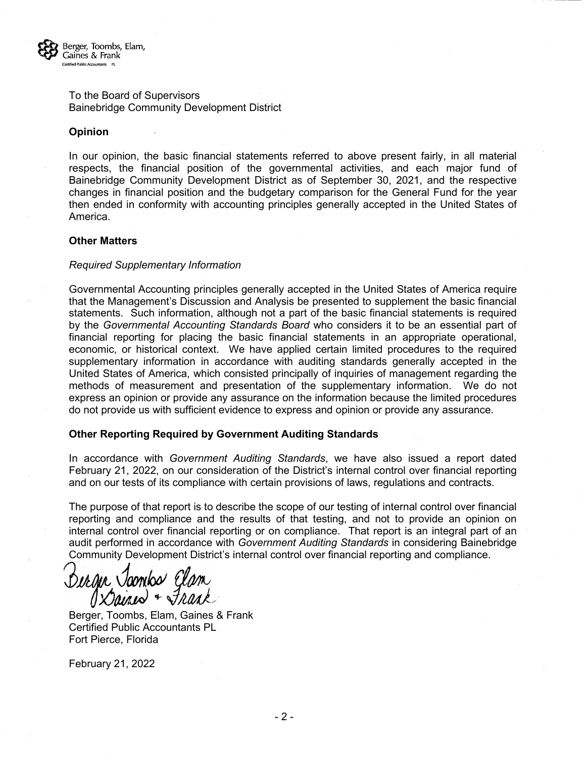Berger, Toombs, Elam, Gaines & Frank
Certified Public Accountants PL

To the Board of Supervisors
Bainebridge Community Development District

**Opinion**

In our opinion, the basic financial statements referred to above present fairly, in all material respects, the financial position of the governmental activities, and each major fund of Bainebridge Community Development District as of September 30, 2021, and the respective changes in financial position and the budgetary comparison for the General Fund for the year then ended in conformity with accounting principles generally accepted in the United States of America.

**Other Matters**

*Required Supplementary Information*

Governmental Accounting principles generally accepted in the United States of America require that the Management's Discussion and Analysis be presented to supplement the basic financial statements. Such information, although not a part of the basic financial statements is required by the *Governmental Accounting Standards Board* who considers it to be an essential part of financial reporting for placing the basic financial statements in an appropriate operational, economic, or historical context. We have applied certain limited procedures to the required supplementary information in accordance with auditing standards generally accepted in the United States of America, which consisted principally of inquiries of management regarding the methods of measurement and presentation of the supplementary information. We do not express an opinion or provide any assurance on the information because the limited procedures do not provide us with sufficient evidence to express and opinion or provide any assurance.

**Other Reporting Required by Government Auditing Standards**

In accordance with *Government Auditing Standards*, we have also issued a report dated February 21, 2022, on our consideration of the District's internal control over financial reporting and on our tests of its compliance with certain provisions of laws, regulations and contracts.

The purpose of that report is to describe the scope of our testing of internal control over financial reporting and compliance and the results of that testing, and not to provide an opinion on internal control over financial reporting or on compliance. That report is an integral part of an audit performed in accordance with *Government Auditing Standards* in considering Bainebridge Community Development District's internal control over financial reporting and compliance.

Berger Toombs Elam Gaines + Frank

Berger, Toombs, Elam, Gaines & Frank
Certified Public Accountants PL
Fort Pierce, Florida

February 21, 2022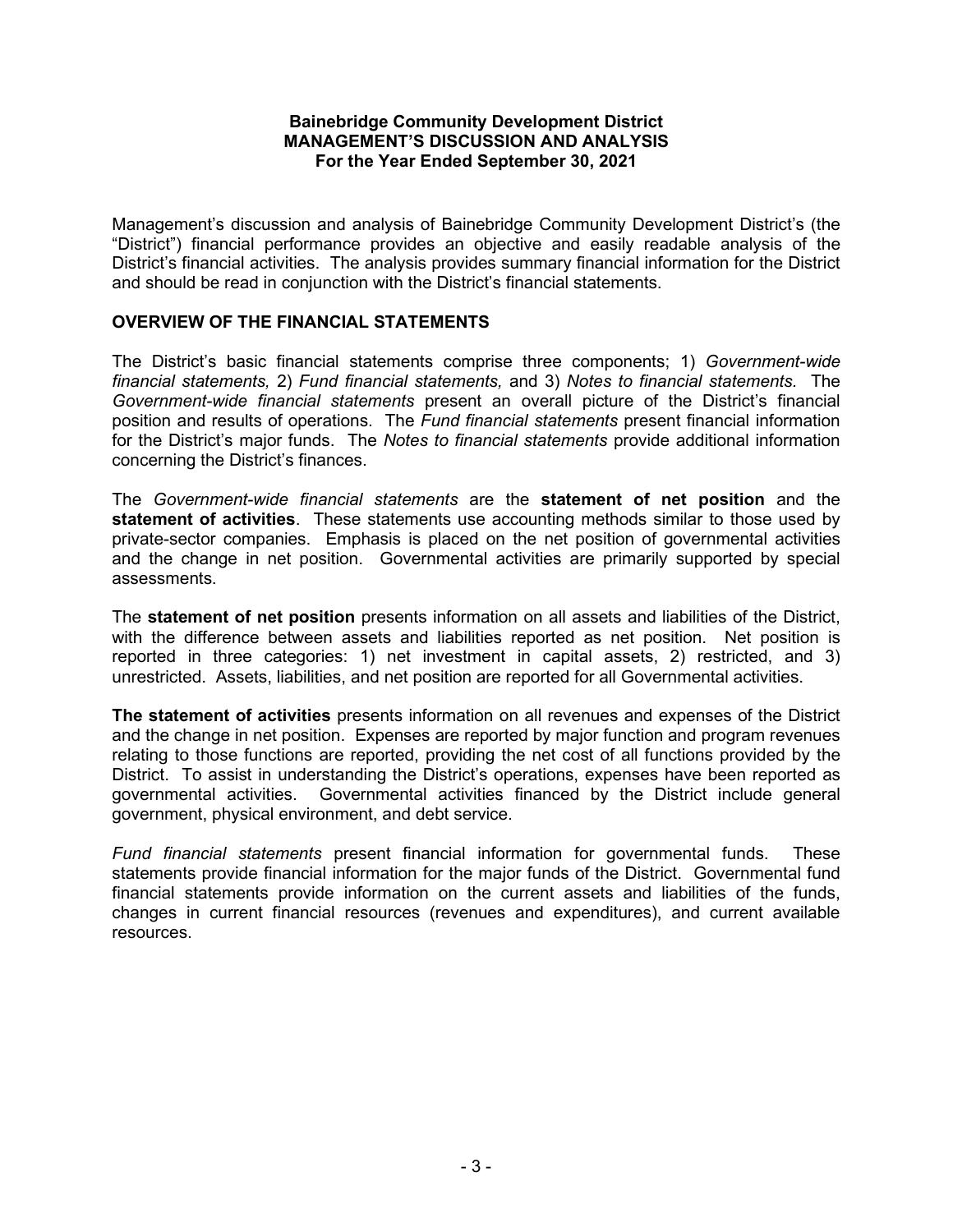**Bainebridge Community Development District**
**MANAGEMENT'S DISCUSSION AND ANALYSIS**
**For the Year Ended September 30, 2021**

Management's discussion and analysis of Bainebridge Community Development District's (the "District") financial performance provides an objective and easily readable analysis of the District's financial activities. The analysis provides summary financial information for the District and should be read in conjunction with the District's financial statements.

## OVERVIEW OF THE FINANCIAL STATEMENTS

The District's basic financial statements comprise three components; 1) *Government-wide financial statements,* 2) *Fund financial statements,* and 3) *Notes to financial statements.* The *Government-wide financial statements* present an overall picture of the District's financial position and results of operations. The *Fund financial statements* present financial information for the District's major funds. The *Notes to financial statements* provide additional information concerning the District's finances.

The *Government-wide financial statements* are the **statement of net position** and the **statement of activities**. These statements use accounting methods similar to those used by private-sector companies. Emphasis is placed on the net position of governmental activities and the change in net position. Governmental activities are primarily supported by special assessments.

The **statement of net position** presents information on all assets and liabilities of the District, with the difference between assets and liabilities reported as net position. Net position is reported in three categories: 1) net investment in capital assets, 2) restricted, and 3) unrestricted. Assets, liabilities, and net position are reported for all Governmental activities.

**The statement of activities** presents information on all revenues and expenses of the District and the change in net position. Expenses are reported by major function and program revenues relating to those functions are reported, providing the net cost of all functions provided by the District. To assist in understanding the District's operations, expenses have been reported as governmental activities. Governmental activities financed by the District include general government, physical environment, and debt service.

*Fund financial statements* present financial information for governmental funds. These statements provide financial information for the major funds of the District. Governmental fund financial statements provide information on the current assets and liabilities of the funds, changes in current financial resources (revenues and expenditures), and current available resources.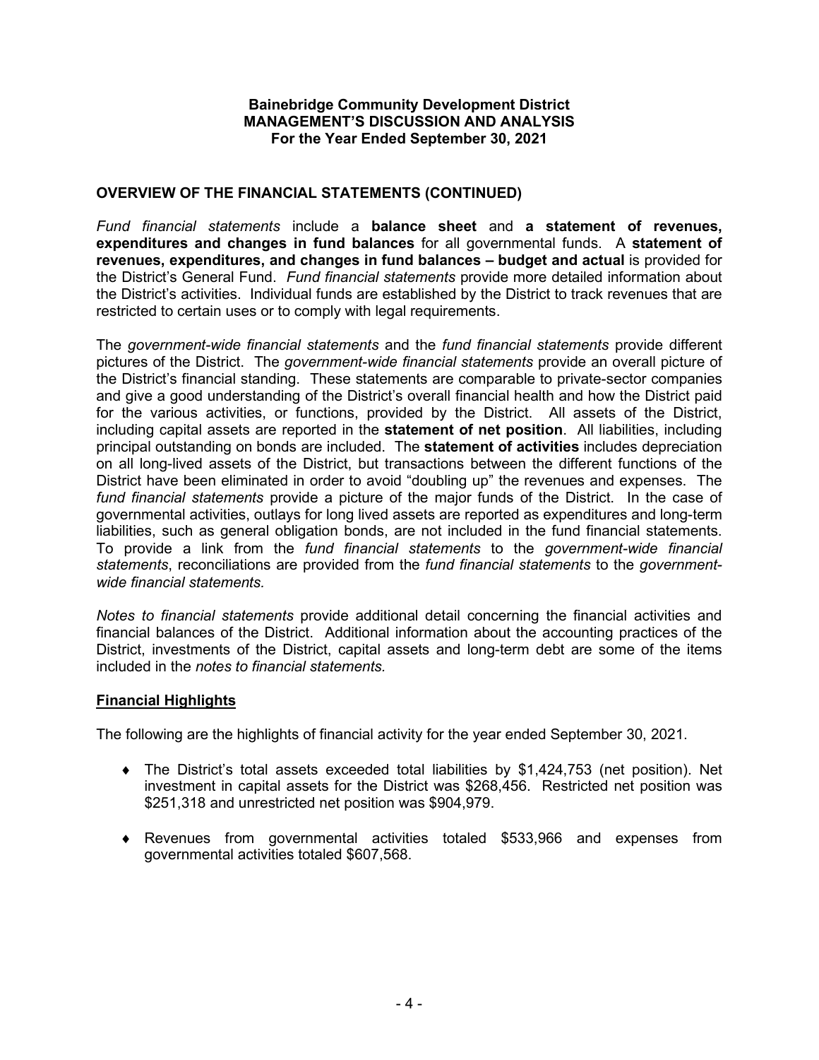**Bainebridge Community Development District**
**MANAGEMENT'S DISCUSSION AND ANALYSIS**
**For the Year Ended September 30, 2021**

## OVERVIEW OF THE FINANCIAL STATEMENTS (CONTINUED)

*Fund financial statements* include a **balance sheet** and **a statement of revenues, expenditures and changes in fund balances** for all governmental funds. A **statement of revenues, expenditures, and changes in fund balances – budget and actual** is provided for the District's General Fund. *Fund financial statements* provide more detailed information about the District's activities. Individual funds are established by the District to track revenues that are restricted to certain uses or to comply with legal requirements.

The *government-wide financial statements* and the *fund financial statements* provide different pictures of the District. The *government-wide financial statements* provide an overall picture of the District's financial standing. These statements are comparable to private-sector companies and give a good understanding of the District's overall financial health and how the District paid for the various activities, or functions, provided by the District. All assets of the District, including capital assets are reported in the **statement of net position**. All liabilities, including principal outstanding on bonds are included. The **statement of activities** includes depreciation on all long-lived assets of the District, but transactions between the different functions of the District have been eliminated in order to avoid "doubling up" the revenues and expenses. The *fund financial statements* provide a picture of the major funds of the District. In the case of governmental activities, outlays for long lived assets are reported as expenditures and long-term liabilities, such as general obligation bonds, are not included in the fund financial statements. To provide a link from the *fund financial statements* to the *government-wide financial statements*, reconciliations are provided from the *fund financial statements* to the *government-wide financial statements.*

*Notes to financial statements* provide additional detail concerning the financial activities and financial balances of the District. Additional information about the accounting practices of the District, investments of the District, capital assets and long-term debt are some of the items included in the *notes to financial statements.*

### Financial Highlights

The following are the highlights of financial activity for the year ended September 30, 2021.

- The District's total assets exceeded total liabilities by $1,424,753 (net position). Net investment in capital assets for the District was $268,456. Restricted net position was $251,318 and unrestricted net position was $904,979.
- Revenues from governmental activities totaled $533,966 and expenses from governmental activities totaled $607,568.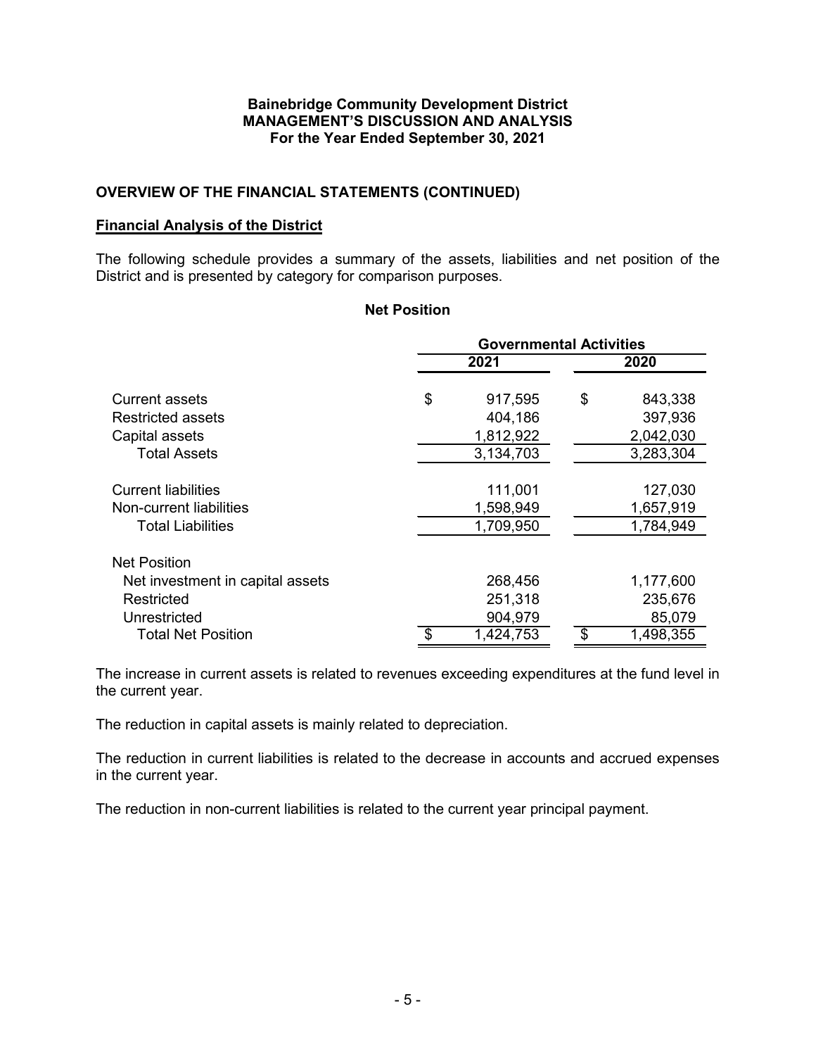# Bainebridge Community Development District
## MANAGEMENT'S DISCUSSION AND ANALYSIS
### For the Year Ended September 30, 2021

## OVERVIEW OF THE FINANCIAL STATEMENTS (CONTINUED)

**Financial Analysis of the District**

The following schedule provides a summary of the assets, liabilities and net position of the District and is presented by category for comparison purposes.

**Net Position**

| | Governmental Activities | |
|---|---|---|
| | 2021 | 2020 |
| Current assets | $ 917,595 | $ 843,338 |
| Restricted assets | 404,186 | 397,936 |
| Capital assets | 1,812,922 | 2,042,030 |
| Total Assets | 3,134,703 | 3,283,304 |
| Current liabilities | 111,001 | 127,030 |
| Non-current liabilities | 1,598,949 | 1,657,919 |
| Total Liabilities | 1,709,950 | 1,784,949 |
| Net Position | | |
| Net investment in capital assets | 268,456 | 1,177,600 |
| Restricted | 251,318 | 235,676 |
| Unrestricted | 904,979 | 85,079 |
| Total Net Position | $ 1,424,753 | $ 1,498,355 |

The increase in current assets is related to revenues exceeding expenditures at the fund level in the current year.

The reduction in capital assets is mainly related to depreciation.

The reduction in current liabilities is related to the decrease in accounts and accrued expenses in the current year.

The reduction in non-current liabilities is related to the current year principal payment.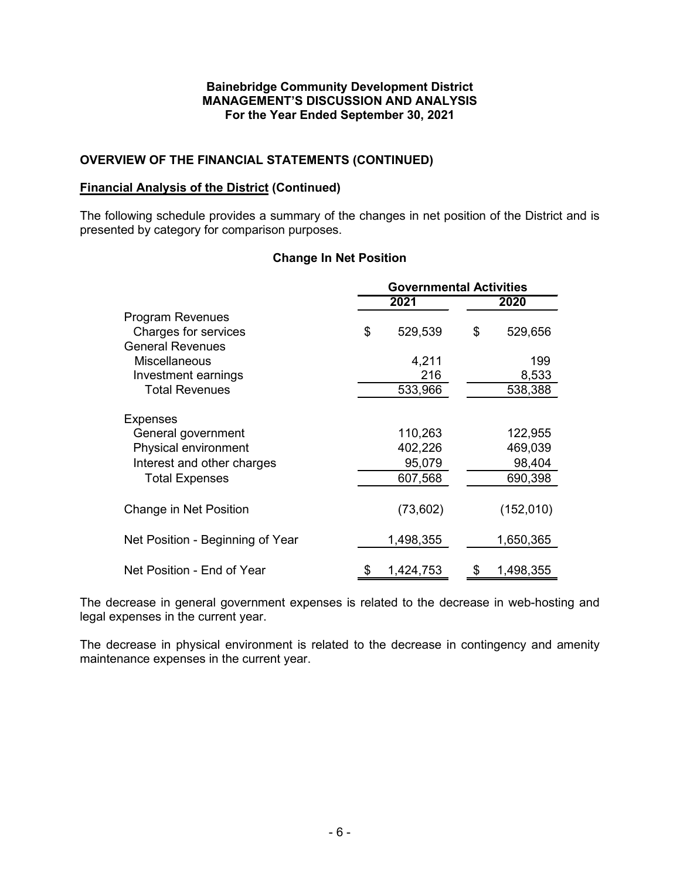**Bainebridge Community Development District**
**MANAGEMENT'S DISCUSSION AND ANALYSIS**
**For the Year Ended September 30, 2021**

## OVERVIEW OF THE FINANCIAL STATEMENTS (CONTINUED)

### Financial Analysis of the District (Continued)

The following schedule provides a summary of the changes in net position of the District and is presented by category for comparison purposes.

**Change In Net Position**

| | Governmental Activities | |
|---|---|---|
| | 2021 | 2020 |
| Program Revenues | | |
| Charges for services | $ 529,539 | $ 529,656 |
| General Revenues | | |
| Miscellaneous | 4,211 | 199 |
| Investment earnings | 216 | 8,533 |
| Total Revenues | 533,966 | 538,388 |
| Expenses | | |
| General government | 110,263 | 122,955 |
| Physical environment | 402,226 | 469,039 |
| Interest and other charges | 95,079 | 98,404 |
| Total Expenses | 607,568 | 690,398 |
| Change in Net Position | (73,602) | (152,010) |
| Net Position - Beginning of Year | 1,498,355 | 1,650,365 |
| Net Position - End of Year | $ 1,424,753 | $ 1,498,355 |

The decrease in general government expenses is related to the decrease in web-hosting and legal expenses in the current year.

The decrease in physical environment is related to the decrease in contingency and amenity maintenance expenses in the current year.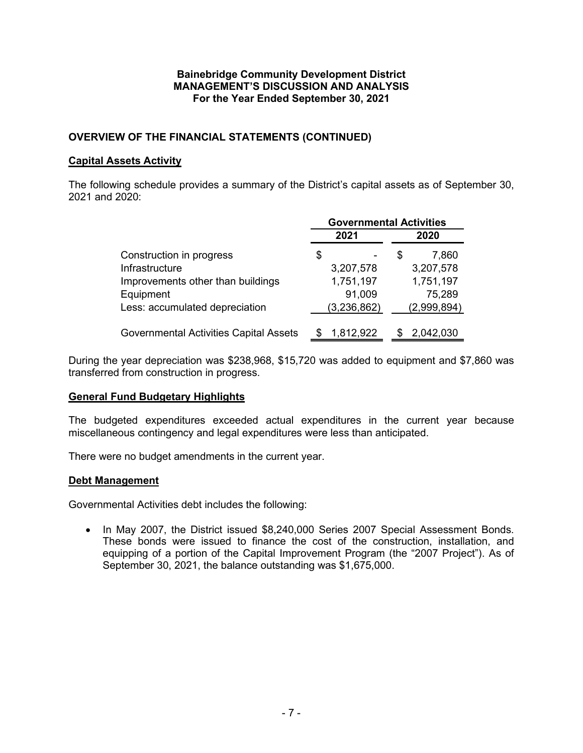**Bainebridge Community Development District**
**MANAGEMENT'S DISCUSSION AND ANALYSIS**
**For the Year Ended September 30, 2021**

## OVERVIEW OF THE FINANCIAL STATEMENTS (CONTINUED)

### Capital Assets Activity

The following schedule provides a summary of the District's capital assets as of September 30, 2021 and 2020:

| | Governmental Activities | |
|---|---|---|
| | **2021** | **2020** |
| Construction in progress | $ - | $ 7,860 |
| Infrastructure | 3,207,578 | 3,207,578 |
| Improvements other than buildings | 1,751,197 | 1,751,197 |
| Equipment | 91,009 | 75,289 |
| Less: accumulated depreciation | (3,236,862) | (2,999,894) |
| Governmental Activities Capital Assets | $ 1,812,922 | $ 2,042,030 |

During the year depreciation was $238,968, $15,720 was added to equipment and $7,860 was transferred from construction in progress.

### General Fund Budgetary Highlights

The budgeted expenditures exceeded actual expenditures in the current year because miscellaneous contingency and legal expenditures were less than anticipated.

There were no budget amendments in the current year.

### Debt Management

Governmental Activities debt includes the following:

- In May 2007, the District issued $8,240,000 Series 2007 Special Assessment Bonds. These bonds were issued to finance the cost of the construction, installation, and equipping of a portion of the Capital Improvement Program (the "2007 Project"). As of September 30, 2021, the balance outstanding was $1,675,000.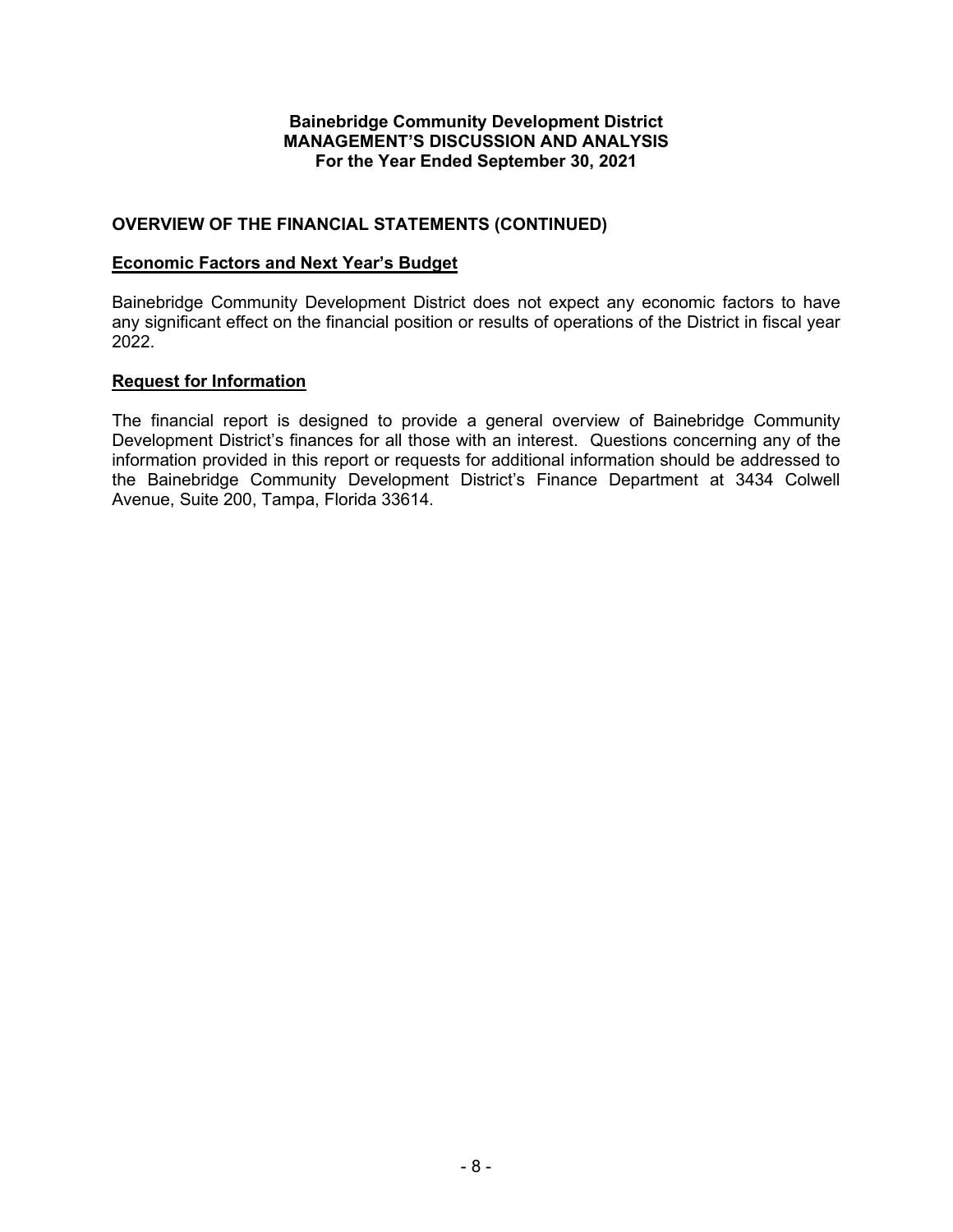**Bainebridge Community Development District**
**MANAGEMENT'S DISCUSSION AND ANALYSIS**
**For the Year Ended September 30, 2021**

## OVERVIEW OF THE FINANCIAL STATEMENTS (CONTINUED)

### Economic Factors and Next Year's Budget

Bainebridge Community Development District does not expect any economic factors to have any significant effect on the financial position or results of operations of the District in fiscal year 2022.

### Request for Information

The financial report is designed to provide a general overview of Bainebridge Community Development District's finances for all those with an interest. Questions concerning any of the information provided in this report or requests for additional information should be addressed to the Bainebridge Community Development District's Finance Department at 3434 Colwell Avenue, Suite 200, Tampa, Florida 33614.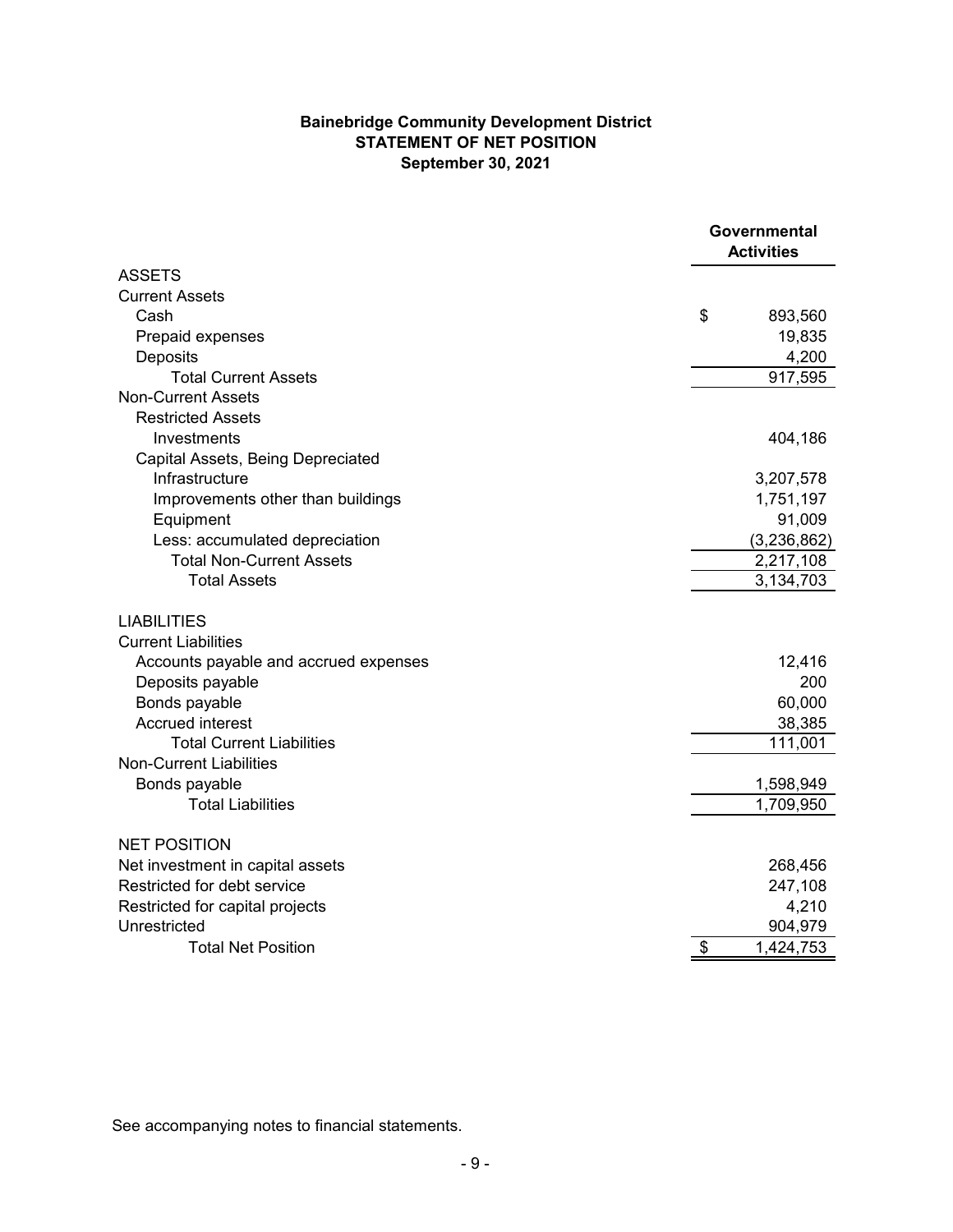# Bainebridge Community Development District

## STATEMENT OF NET POSITION

### September 30, 2021

| | Governmental Activities |
|---|---|
| **ASSETS** | |
| Current Assets | |
| Cash | $ 893,560 |
| Prepaid expenses | 19,835 |
| Deposits | 4,200 |
| Total Current Assets | 917,595 |
| Non-Current Assets | |
| Restricted Assets | |
| Investments | 404,186 |
| Capital Assets, Being Depreciated | |
| Infrastructure | 3,207,578 |
| Improvements other than buildings | 1,751,197 |
| Equipment | 91,009 |
| Less: accumulated depreciation | (3,236,862) |
| Total Non-Current Assets | 2,217,108 |
| Total Assets | 3,134,703 |
| **LIABILITIES** | |
| Current Liabilities | |
| Accounts payable and accrued expenses | 12,416 |
| Deposits payable | 200 |
| Bonds payable | 60,000 |
| Accrued interest | 38,385 |
| Total Current Liabilities | 111,001 |
| Non-Current Liabilities | |
| Bonds payable | 1,598,949 |
| Total Liabilities | 1,709,950 |
| **NET POSITION** | |
| Net investment in capital assets | 268,456 |
| Restricted for debt service | 247,108 |
| Restricted for capital projects | 4,210 |
| Unrestricted | 904,979 |
| Total Net Position | $ 1,424,753 |

See accompanying notes to financial statements.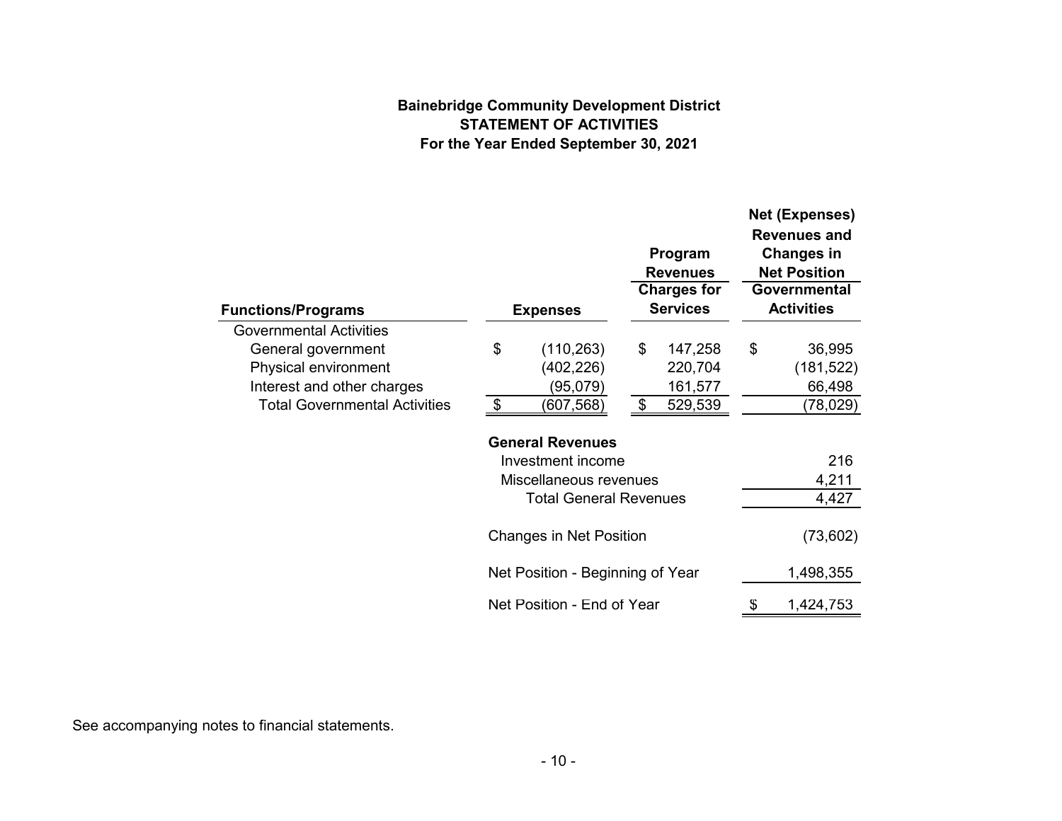# Bainebridge Community Development District
## STATEMENT OF ACTIVITIES
### For the Year Ended September 30, 2021

| Functions/Programs | Expenses | Program Revenues<br>Charges for Services | Net (Expenses) Revenues and Changes in Net Position<br>Governmental Activities |
|---|---|---|---|
| Governmental Activities | | | |
| General government | $ (110,263) | $ 147,258 | $ 36,995 |
| Physical environment | (402,226) | 220,704 | (181,522) |
| Interest and other charges | (95,079) | 161,577 | 66,498 |
| Total Governmental Activities | $ (607,568) | $ 529,539 | (78,029) |
| | | | |
| **General Revenues** | | | |
| Investment income | | | 216 |
| Miscellaneous revenues | | | 4,211 |
| Total General Revenues | | | 4,427 |
| | | | |
| Changes in Net Position | | | (73,602) |
| | | | |
| Net Position - Beginning of Year | | | 1,498,355 |
| | | | |
| Net Position - End of Year | | | $ 1,424,753 |

See accompanying notes to financial statements.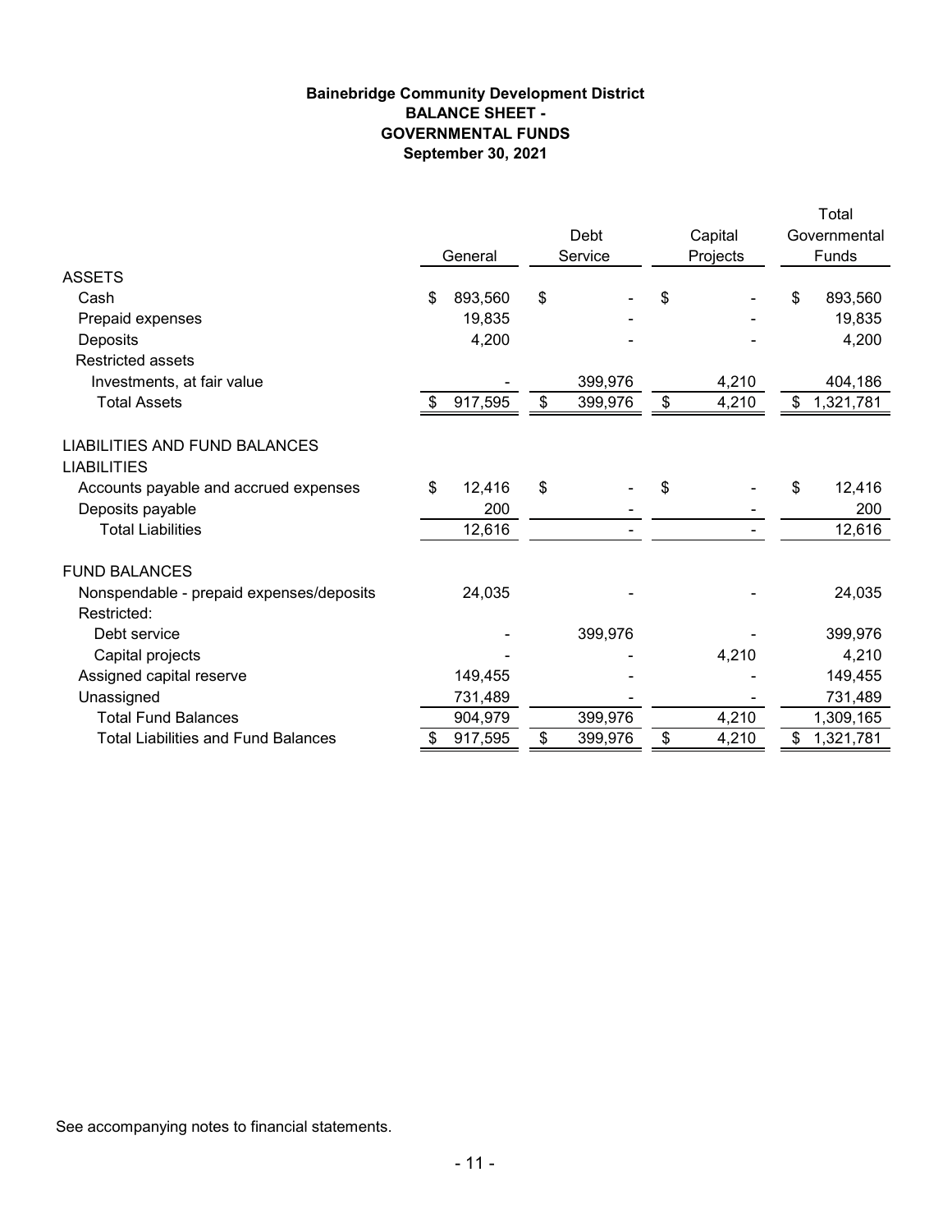**Bainebridge Community Development District**
**BALANCE SHEET -**
**GOVERNMENTAL FUNDS**
**September 30, 2021**

| | General | Debt Service | Capital Projects | Total Governmental Funds |
|---|---|---|---|---|
| ASSETS | | | | |
| Cash | $ 893,560 | $ - | $ - | $ 893,560 |
| Prepaid expenses | 19,835 | - | - | 19,835 |
| Deposits | 4,200 | - | - | 4,200 |
| Restricted assets | | | | |
| Investments, at fair value | - | 399,976 | 4,210 | 404,186 |
| Total Assets | $ 917,595 | $ 399,976 | $ 4,210 | $ 1,321,781 |
| LIABILITIES AND FUND BALANCES | | | | |
| LIABILITIES | | | | |
| Accounts payable and accrued expenses | $ 12,416 | $ - | $ - | $ 12,416 |
| Deposits payable | 200 | - | - | 200 |
| Total Liabilities | 12,616 | - | - | 12,616 |
| FUND BALANCES | | | | |
| Nonspendable - prepaid expenses/deposits | 24,035 | - | - | 24,035 |
| Restricted: | | | | |
| Debt service | - | 399,976 | - | 399,976 |
| Capital projects | - | - | 4,210 | 4,210 |
| Assigned capital reserve | 149,455 | - | - | 149,455 |
| Unassigned | 731,489 | - | - | 731,489 |
| Total Fund Balances | 904,979 | 399,976 | 4,210 | 1,309,165 |
| Total Liabilities and Fund Balances | $ 917,595 | $ 399,976 | $ 4,210 | $ 1,321,781 |

See accompanying notes to financial statements.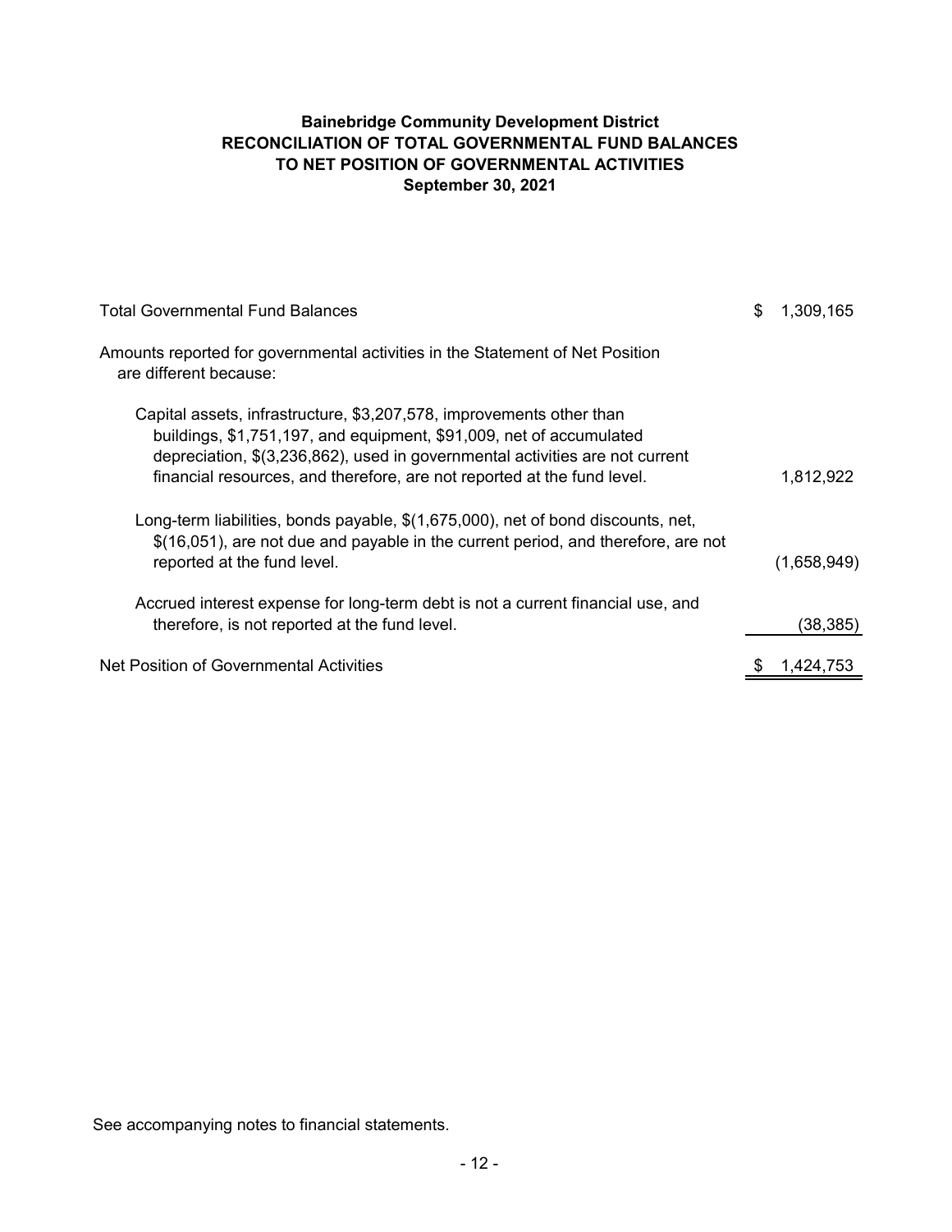**Bainebridge Community Development District**
**RECONCILIATION OF TOTAL GOVERNMENTAL FUND BALANCES TO NET POSITION OF GOVERNMENTAL ACTIVITIES**
**September 30, 2021**

| | |
|---|---|
| Total Governmental Fund Balances | $ 1,309,165 |
| Amounts reported for governmental activities in the Statement of Net Position are different because: | |
| Capital assets, infrastructure, $3,207,578, improvements other than buildings, $1,751,197, and equipment, $91,009, net of accumulated depreciation, $(3,236,862), used in governmental activities are not current financial resources, and therefore, are not reported at the fund level. | 1,812,922 |
| Long-term liabilities, bonds payable, $(1,675,000), net of bond discounts, net, $(16,051), are not due and payable in the current period, and therefore, are not reported at the fund level. | (1,658,949) |
| Accrued interest expense for long-term debt is not a current financial use, and therefore, is not reported at the fund level. | (38,385) |
| Net Position of Governmental Activities | $ 1,424,753 |

See accompanying notes to financial statements.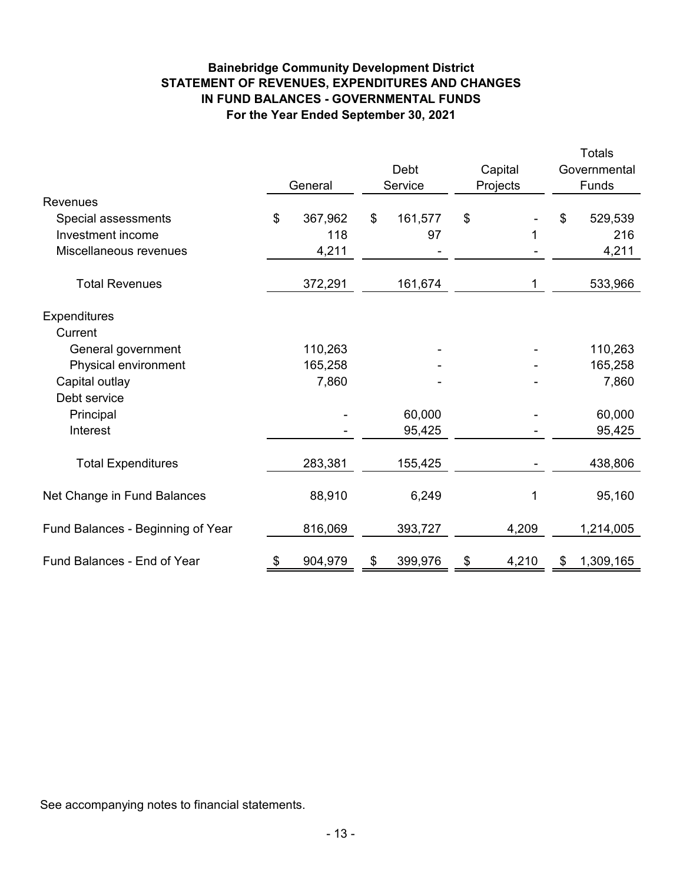**Bainebridge Community Development District**
**STATEMENT OF REVENUES, EXPENDITURES AND CHANGES IN FUND BALANCES - GOVERNMENTAL FUNDS**
**For the Year Ended September 30, 2021**

| | General | Debt Service | Capital Projects | Totals Governmental Funds |
|---|---|---|---|---|
| **Revenues** | | | | |
| Special assessments | $ 367,962 | $ 161,577 | $ - | $ 529,539 |
| Investment income | 118 | 97 | 1 | 216 |
| Miscellaneous revenues | 4,211 | - | - | 4,211 |
| Total Revenues | 372,291 | 161,674 | 1 | 533,966 |
| **Expenditures** | | | | |
| Current | | | | |
| General government | 110,263 | - | - | 110,263 |
| Physical environment | 165,258 | - | - | 165,258 |
| Capital outlay | 7,860 | - | - | 7,860 |
| Debt service | | | | |
| Principal | - | 60,000 | - | 60,000 |
| Interest | - | 95,425 | - | 95,425 |
| Total Expenditures | 283,381 | 155,425 | - | 438,806 |
| Net Change in Fund Balances | 88,910 | 6,249 | 1 | 95,160 |
| Fund Balances - Beginning of Year | 816,069 | 393,727 | 4,209 | 1,214,005 |
| Fund Balances - End of Year | $ 904,979 | $ 399,976 | $ 4,210 | $ 1,309,165 |

See accompanying notes to financial statements.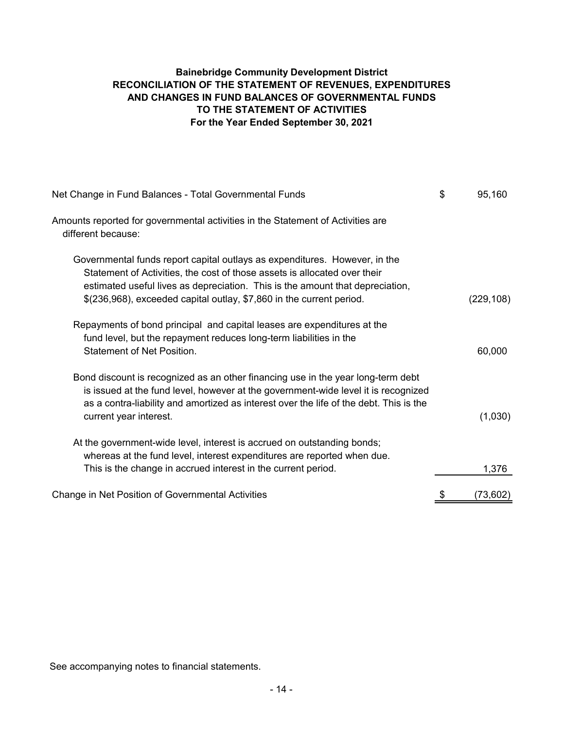# Bainebridge Community Development District
## RECONCILIATION OF THE STATEMENT OF REVENUES, EXPENDITURES AND CHANGES IN FUND BALANCES OF GOVERNMENTAL FUNDS TO THE STATEMENT OF ACTIVITIES
### For the Year Ended September 30, 2021

| | | |
|---|---|---|
| Net Change in Fund Balances - Total Governmental Funds | $ | 95,160 |
| Amounts reported for governmental activities in the Statement of Activities are different because: | | |
| Governmental funds report capital outlays as expenditures. However, in the Statement of Activities, the cost of those assets is allocated over their estimated useful lives as depreciation. This is the amount that depreciation, $(236,968), exceeded capital outlay, $7,860 in the current period. | | (229,108) |
| Repayments of bond principal and capital leases are expenditures at the fund level, but the repayment reduces long-term liabilities in the Statement of Net Position. | | 60,000 |
| Bond discount is recognized as an other financing use in the year long-term debt is issued at the fund level, however at the government-wide level it is recognized as a contra-liability and amortized as interest over the life of the debt. This is the current year interest. | | (1,030) |
| At the government-wide level, interest is accrued on outstanding bonds; whereas at the fund level, interest expenditures are reported when due. This is the change in accrued interest in the current period. | | 1,376 |
| Change in Net Position of Governmental Activities | $ | (73,602) |

See accompanying notes to financial statements.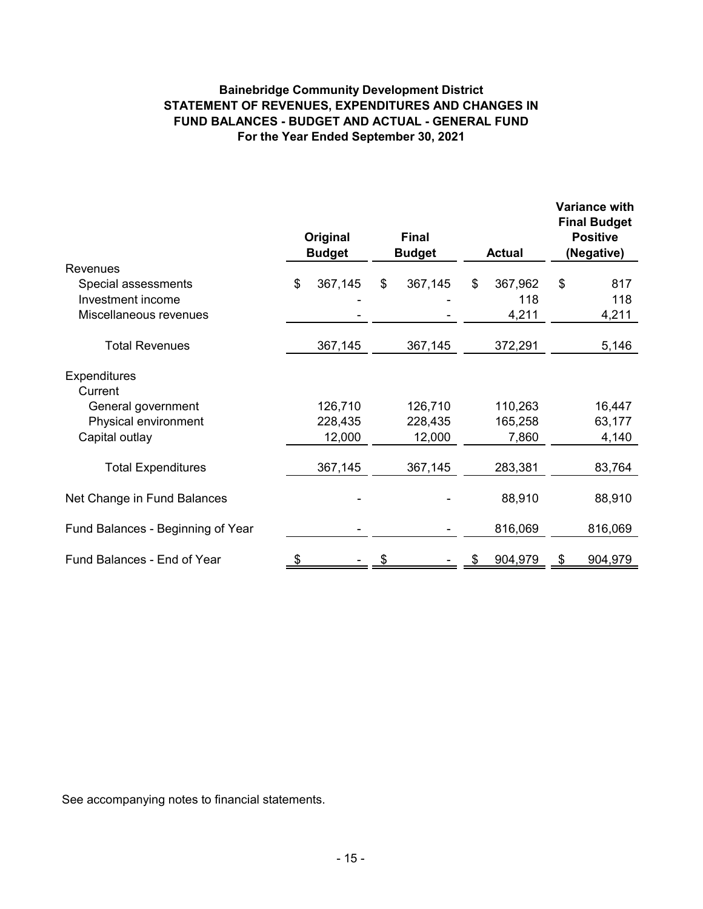**Bainebridge Community Development District**
**STATEMENT OF REVENUES, EXPENDITURES AND CHANGES IN FUND BALANCES - BUDGET AND ACTUAL - GENERAL FUND**
**For the Year Ended September 30, 2021**

| | Original Budget | Final Budget | Actual | Variance with Final Budget Positive (Negative) |
|---|---|---|---|---|
| Revenues | | | | |
| Special assessments | $ 367,145 | $ 367,145 | $ 367,962 | $ 817 |
| Investment income | - | - | 118 | 118 |
| Miscellaneous revenues | - | - | 4,211 | 4,211 |
| Total Revenues | 367,145 | 367,145 | 372,291 | 5,146 |
| Expenditures | | | | |
| Current | | | | |
| General government | 126,710 | 126,710 | 110,263 | 16,447 |
| Physical environment | 228,435 | 228,435 | 165,258 | 63,177 |
| Capital outlay | 12,000 | 12,000 | 7,860 | 4,140 |
| Total Expenditures | 367,145 | 367,145 | 283,381 | 83,764 |
| Net Change in Fund Balances | - | - | 88,910 | 88,910 |
| Fund Balances - Beginning of Year | - | - | 816,069 | 816,069 |
| Fund Balances - End of Year | $ - | $ - | $ 904,979 | $ 904,979 |

See accompanying notes to financial statements.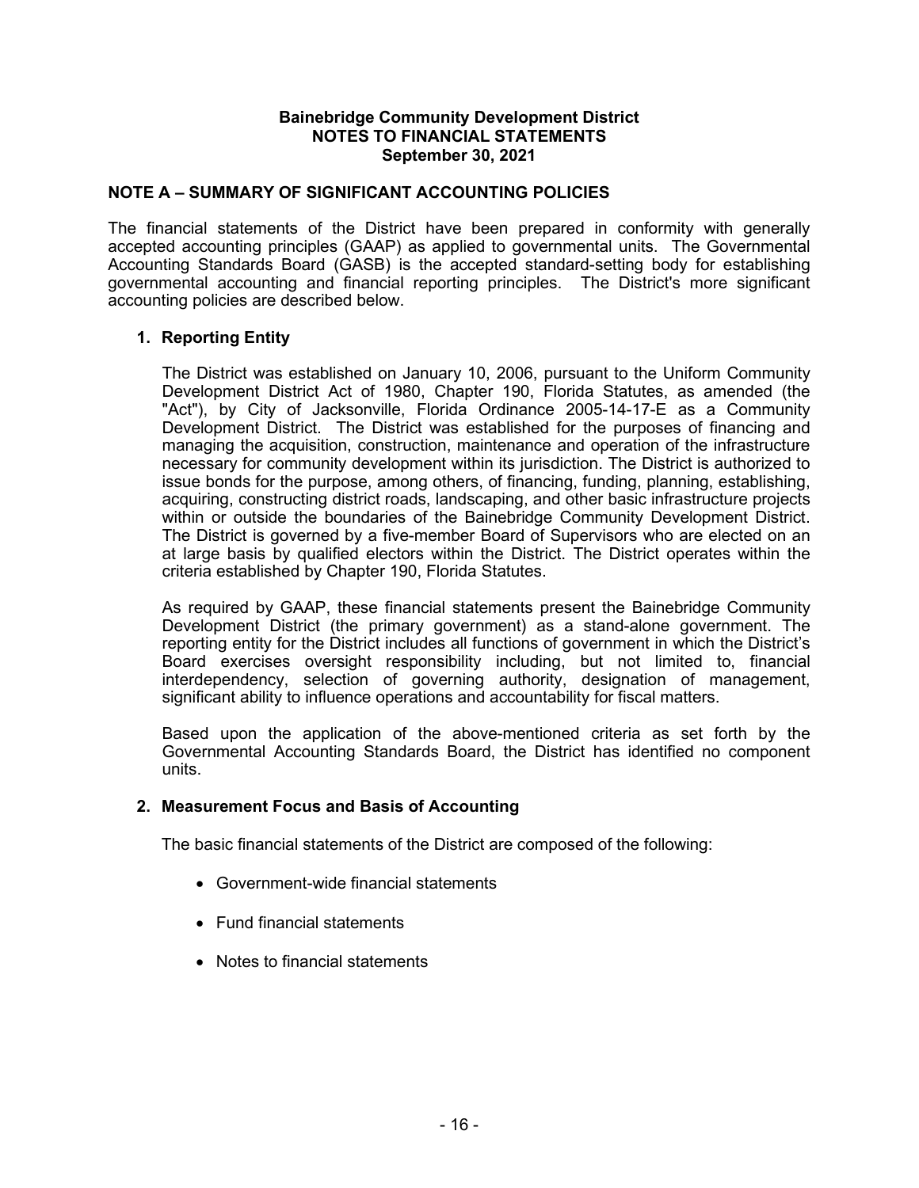**Bainebridge Community Development District**
**NOTES TO FINANCIAL STATEMENTS**
**September 30, 2021**

## NOTE A – SUMMARY OF SIGNIFICANT ACCOUNTING POLICIES

The financial statements of the District have been prepared in conformity with generally accepted accounting principles (GAAP) as applied to governmental units. The Governmental Accounting Standards Board (GASB) is the accepted standard-setting body for establishing governmental accounting and financial reporting principles. The District's more significant accounting policies are described below.

### 1. Reporting Entity

The District was established on January 10, 2006, pursuant to the Uniform Community Development District Act of 1980, Chapter 190, Florida Statutes, as amended (the "Act"), by City of Jacksonville, Florida Ordinance 2005-14-17-E as a Community Development District. The District was established for the purposes of financing and managing the acquisition, construction, maintenance and operation of the infrastructure necessary for community development within its jurisdiction. The District is authorized to issue bonds for the purpose, among others, of financing, funding, planning, establishing, acquiring, constructing district roads, landscaping, and other basic infrastructure projects within or outside the boundaries of the Bainebridge Community Development District. The District is governed by a five-member Board of Supervisors who are elected on an at large basis by qualified electors within the District. The District operates within the criteria established by Chapter 190, Florida Statutes.

As required by GAAP, these financial statements present the Bainebridge Community Development District (the primary government) as a stand-alone government. The reporting entity for the District includes all functions of government in which the District's Board exercises oversight responsibility including, but not limited to, financial interdependency, selection of governing authority, designation of management, significant ability to influence operations and accountability for fiscal matters.

Based upon the application of the above-mentioned criteria as set forth by the Governmental Accounting Standards Board, the District has identified no component units.

### 2. Measurement Focus and Basis of Accounting

The basic financial statements of the District are composed of the following:

- Government-wide financial statements
- Fund financial statements
- Notes to financial statements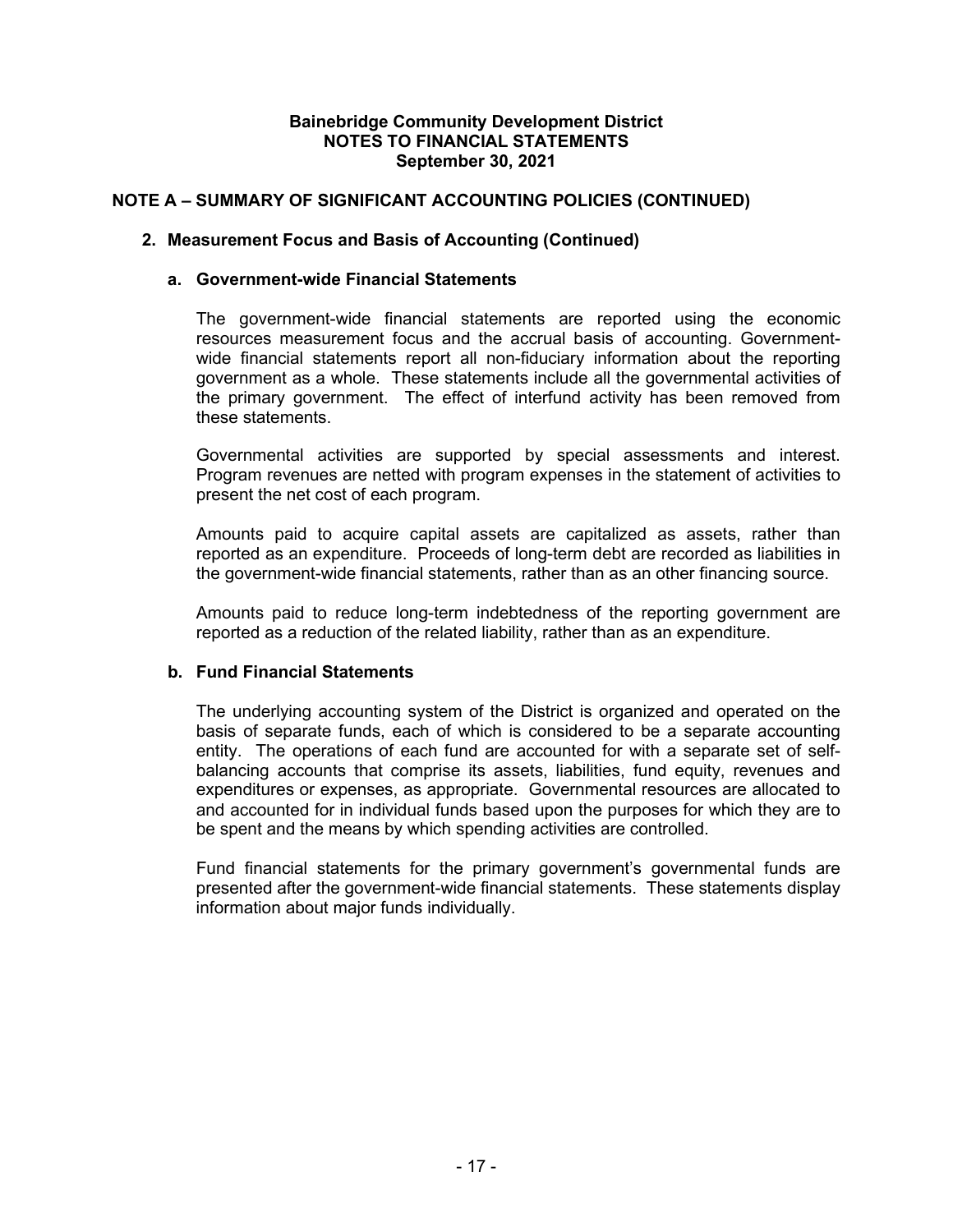**Bainebridge Community Development District**
**NOTES TO FINANCIAL STATEMENTS**
**September 30, 2021**

## NOTE A – SUMMARY OF SIGNIFICANT ACCOUNTING POLICIES (CONTINUED)

### 2. Measurement Focus and Basis of Accounting (Continued)

#### a. Government-wide Financial Statements

The government-wide financial statements are reported using the economic resources measurement focus and the accrual basis of accounting. Government-wide financial statements report all non-fiduciary information about the reporting government as a whole. These statements include all the governmental activities of the primary government. The effect of interfund activity has been removed from these statements.

Governmental activities are supported by special assessments and interest. Program revenues are netted with program expenses in the statement of activities to present the net cost of each program.

Amounts paid to acquire capital assets are capitalized as assets, rather than reported as an expenditure. Proceeds of long-term debt are recorded as liabilities in the government-wide financial statements, rather than as an other financing source.

Amounts paid to reduce long-term indebtedness of the reporting government are reported as a reduction of the related liability, rather than as an expenditure.

#### b. Fund Financial Statements

The underlying accounting system of the District is organized and operated on the basis of separate funds, each of which is considered to be a separate accounting entity. The operations of each fund are accounted for with a separate set of self-balancing accounts that comprise its assets, liabilities, fund equity, revenues and expenditures or expenses, as appropriate. Governmental resources are allocated to and accounted for in individual funds based upon the purposes for which they are to be spent and the means by which spending activities are controlled.

Fund financial statements for the primary government's governmental funds are presented after the government-wide financial statements. These statements display information about major funds individually.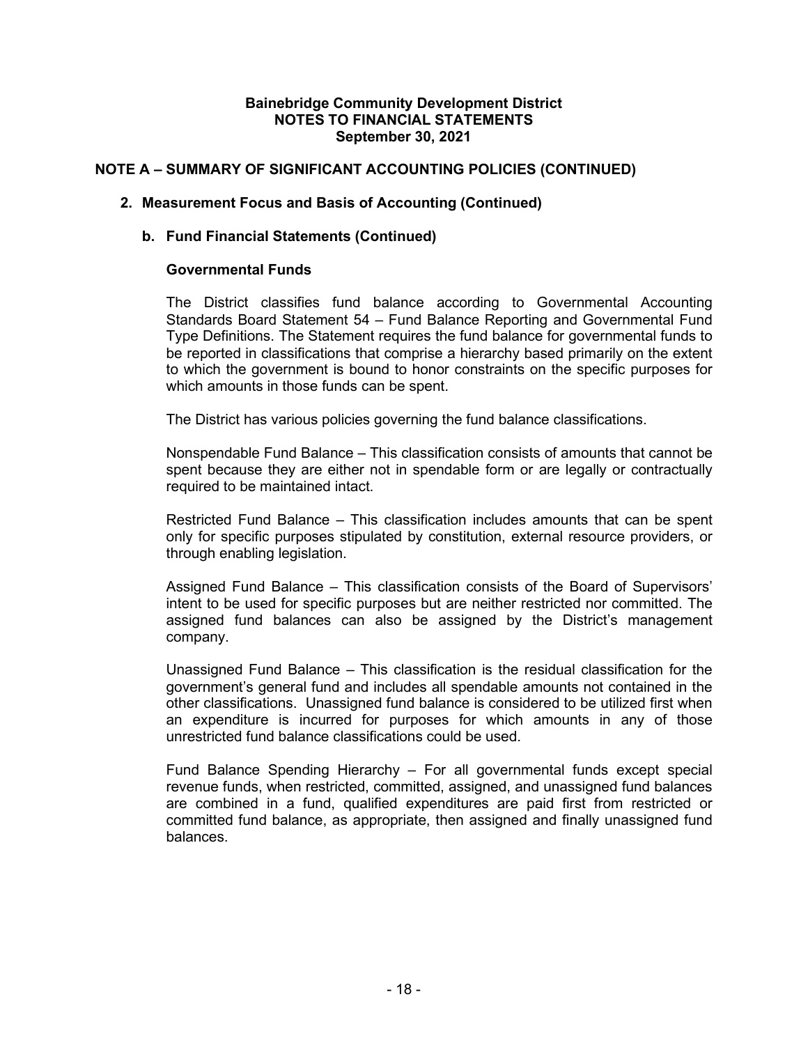**Bainebridge Community Development District**
**NOTES TO FINANCIAL STATEMENTS**
**September 30, 2021**

## NOTE A – SUMMARY OF SIGNIFICANT ACCOUNTING POLICIES (CONTINUED)

### 2. Measurement Focus and Basis of Accounting (Continued)

#### b. Fund Financial Statements (Continued)

**Governmental Funds**

The District classifies fund balance according to Governmental Accounting Standards Board Statement 54 – Fund Balance Reporting and Governmental Fund Type Definitions. The Statement requires the fund balance for governmental funds to be reported in classifications that comprise a hierarchy based primarily on the extent to which the government is bound to honor constraints on the specific purposes for which amounts in those funds can be spent.

The District has various policies governing the fund balance classifications.

Nonspendable Fund Balance – This classification consists of amounts that cannot be spent because they are either not in spendable form or are legally or contractually required to be maintained intact.

Restricted Fund Balance – This classification includes amounts that can be spent only for specific purposes stipulated by constitution, external resource providers, or through enabling legislation.

Assigned Fund Balance – This classification consists of the Board of Supervisors' intent to be used for specific purposes but are neither restricted nor committed. The assigned fund balances can also be assigned by the District's management company.

Unassigned Fund Balance – This classification is the residual classification for the government's general fund and includes all spendable amounts not contained in the other classifications. Unassigned fund balance is considered to be utilized first when an expenditure is incurred for purposes for which amounts in any of those unrestricted fund balance classifications could be used.

Fund Balance Spending Hierarchy – For all governmental funds except special revenue funds, when restricted, committed, assigned, and unassigned fund balances are combined in a fund, qualified expenditures are paid first from restricted or committed fund balance, as appropriate, then assigned and finally unassigned fund balances.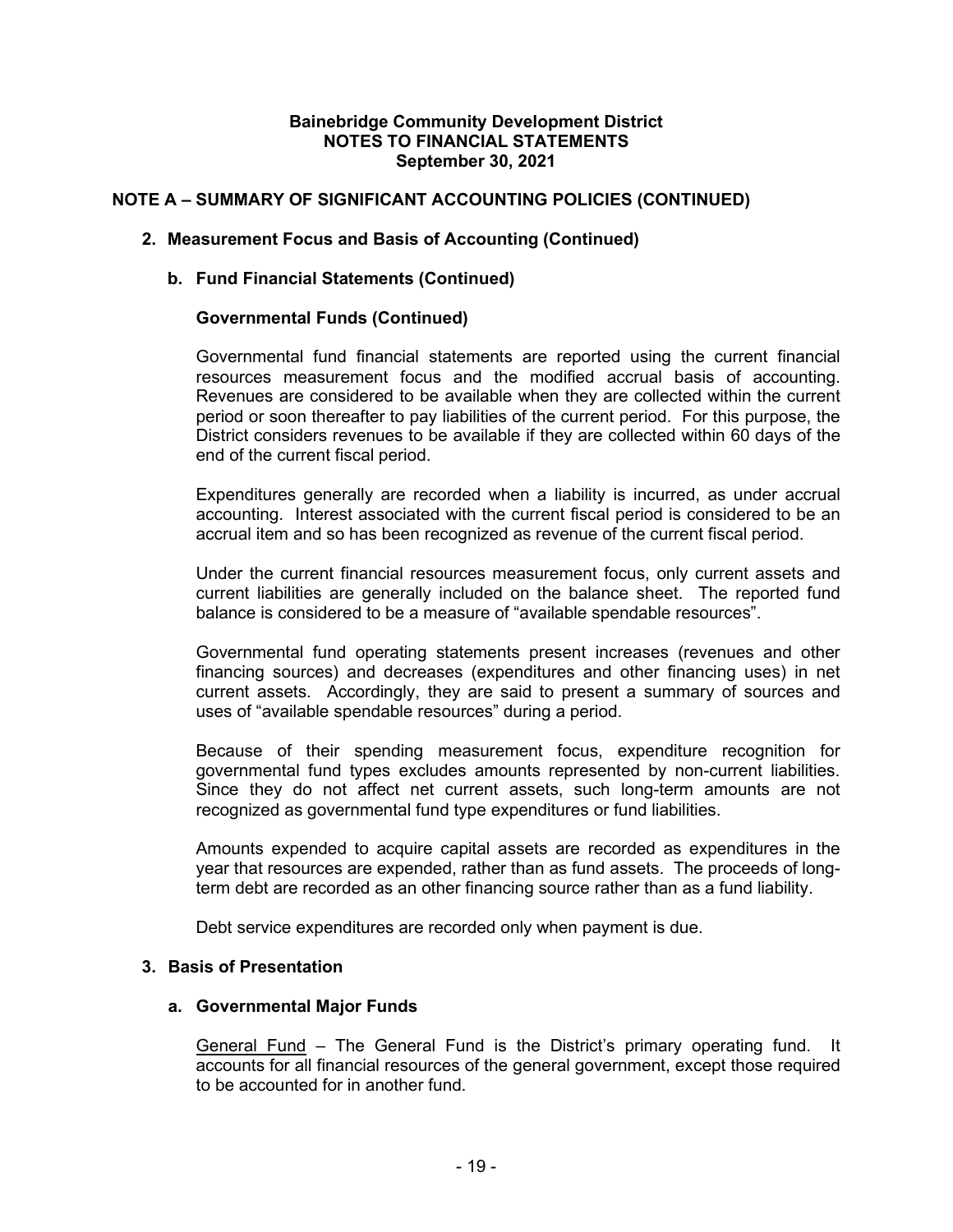**Bainebridge Community Development District**
**NOTES TO FINANCIAL STATEMENTS**
**September 30, 2021**

## NOTE A – SUMMARY OF SIGNIFICANT ACCOUNTING POLICIES (CONTINUED)

### 2. Measurement Focus and Basis of Accounting (Continued)

#### b. Fund Financial Statements (Continued)

**Governmental Funds (Continued)**

Governmental fund financial statements are reported using the current financial resources measurement focus and the modified accrual basis of accounting. Revenues are considered to be available when they are collected within the current period or soon thereafter to pay liabilities of the current period. For this purpose, the District considers revenues to be available if they are collected within 60 days of the end of the current fiscal period.

Expenditures generally are recorded when a liability is incurred, as under accrual accounting. Interest associated with the current fiscal period is considered to be an accrual item and so has been recognized as revenue of the current fiscal period.

Under the current financial resources measurement focus, only current assets and current liabilities are generally included on the balance sheet. The reported fund balance is considered to be a measure of "available spendable resources".

Governmental fund operating statements present increases (revenues and other financing sources) and decreases (expenditures and other financing uses) in net current assets. Accordingly, they are said to present a summary of sources and uses of "available spendable resources" during a period.

Because of their spending measurement focus, expenditure recognition for governmental fund types excludes amounts represented by non-current liabilities. Since they do not affect net current assets, such long-term amounts are not recognized as governmental fund type expenditures or fund liabilities.

Amounts expended to acquire capital assets are recorded as expenditures in the year that resources are expended, rather than as fund assets. The proceeds of long-term debt are recorded as an other financing source rather than as a fund liability.

Debt service expenditures are recorded only when payment is due.

### 3. Basis of Presentation

#### a. Governmental Major Funds

General Fund – The General Fund is the District's primary operating fund. It accounts for all financial resources of the general government, except those required to be accounted for in another fund.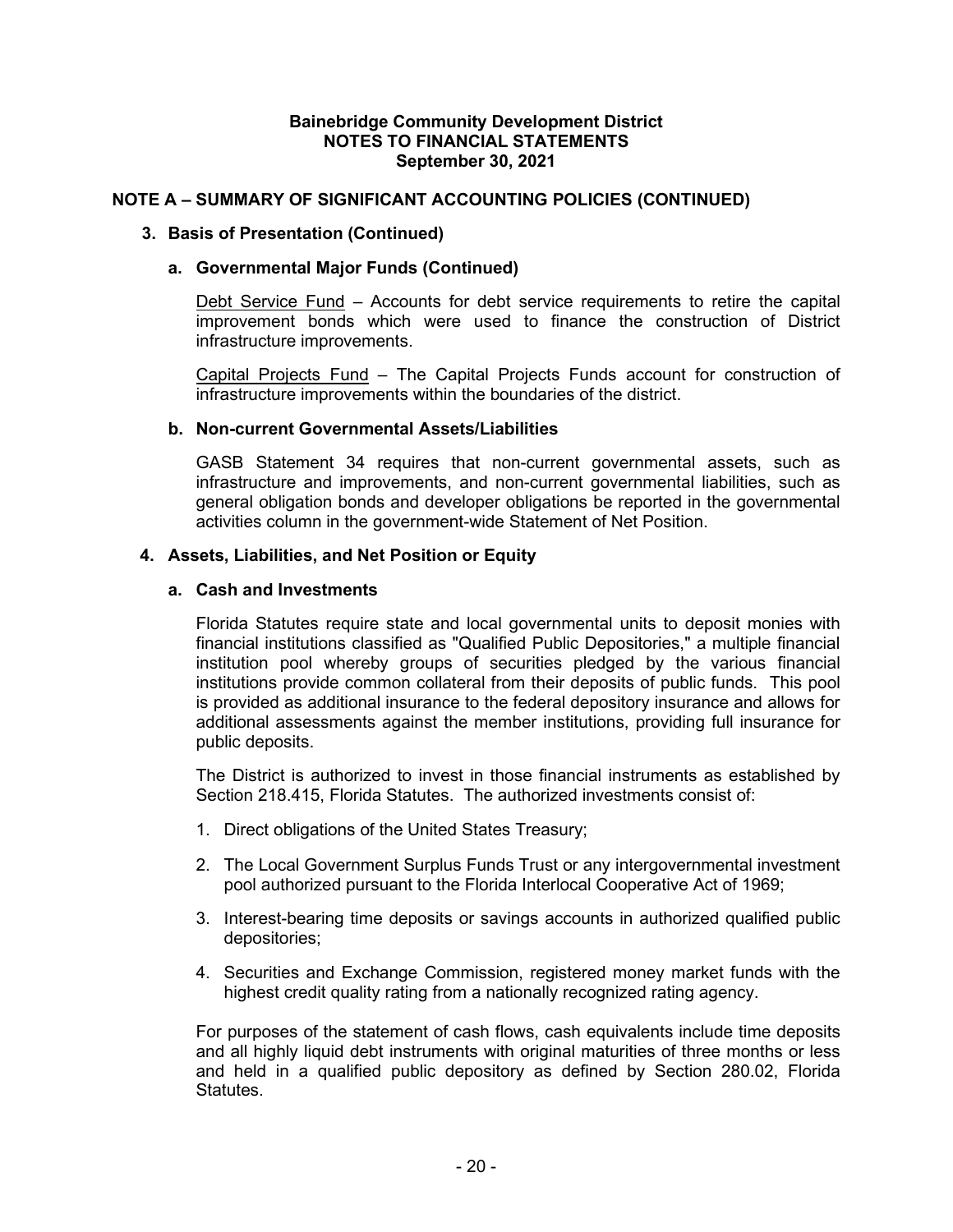**Bainebridge Community Development District**
**NOTES TO FINANCIAL STATEMENTS**
**September 30, 2021**

## NOTE A – SUMMARY OF SIGNIFICANT ACCOUNTING POLICIES (CONTINUED)

### 3. Basis of Presentation (Continued)

#### a. Governmental Major Funds (Continued)

Debt Service Fund – Accounts for debt service requirements to retire the capital improvement bonds which were used to finance the construction of District infrastructure improvements.

Capital Projects Fund – The Capital Projects Funds account for construction of infrastructure improvements within the boundaries of the district.

#### b. Non-current Governmental Assets/Liabilities

GASB Statement 34 requires that non-current governmental assets, such as infrastructure and improvements, and non-current governmental liabilities, such as general obligation bonds and developer obligations be reported in the governmental activities column in the government-wide Statement of Net Position.

### 4. Assets, Liabilities, and Net Position or Equity

#### a. Cash and Investments

Florida Statutes require state and local governmental units to deposit monies with financial institutions classified as "Qualified Public Depositories," a multiple financial institution pool whereby groups of securities pledged by the various financial institutions provide common collateral from their deposits of public funds. This pool is provided as additional insurance to the federal depository insurance and allows for additional assessments against the member institutions, providing full insurance for public deposits.

The District is authorized to invest in those financial instruments as established by Section 218.415, Florida Statutes. The authorized investments consist of:

1. Direct obligations of the United States Treasury;
2. The Local Government Surplus Funds Trust or any intergovernmental investment pool authorized pursuant to the Florida Interlocal Cooperative Act of 1969;
3. Interest-bearing time deposits or savings accounts in authorized qualified public depositories;
4. Securities and Exchange Commission, registered money market funds with the highest credit quality rating from a nationally recognized rating agency.

For purposes of the statement of cash flows, cash equivalents include time deposits and all highly liquid debt instruments with original maturities of three months or less and held in a qualified public depository as defined by Section 280.02, Florida Statutes.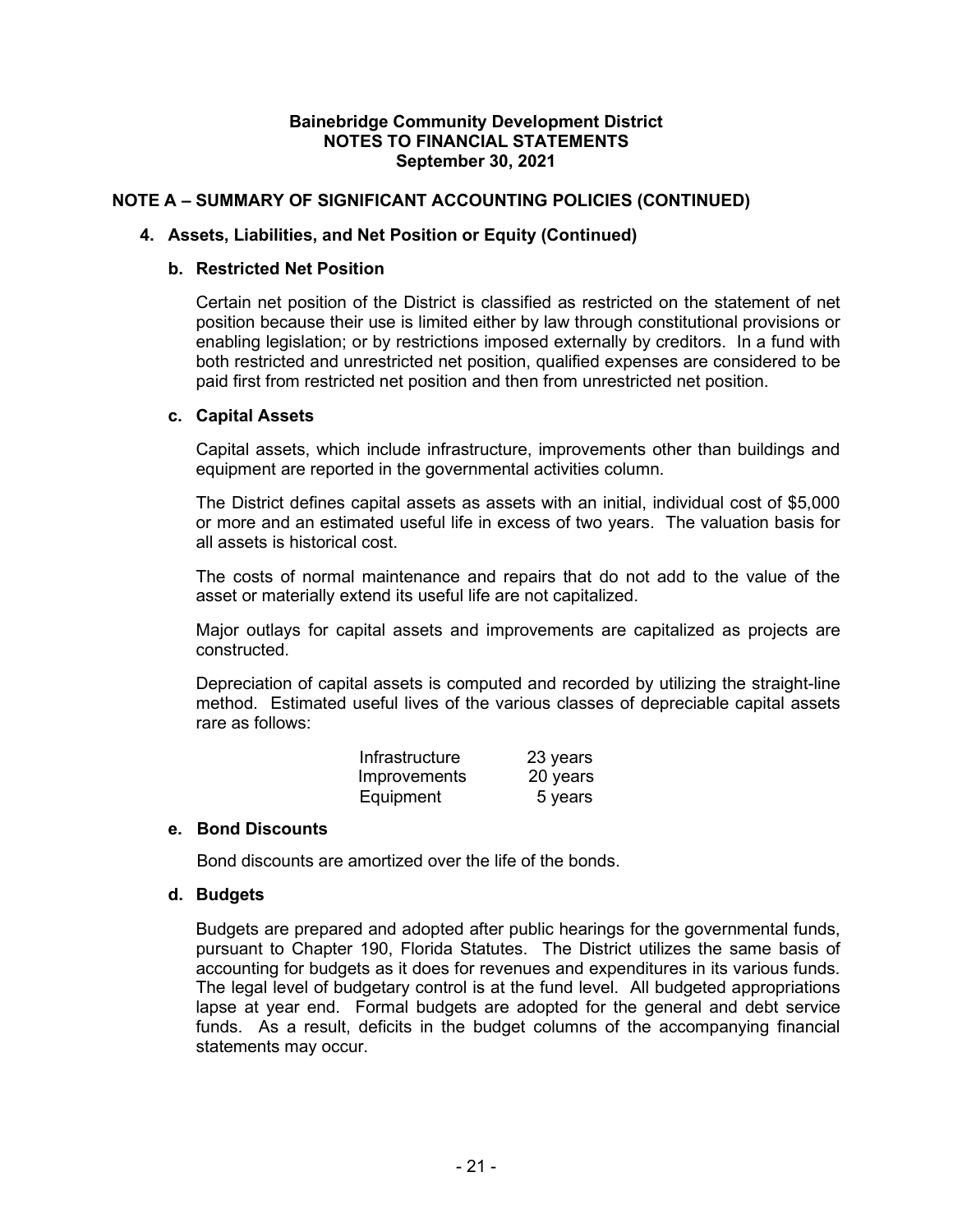**Bainebridge Community Development District**
**NOTES TO FINANCIAL STATEMENTS**
**September 30, 2021**

## NOTE A – SUMMARY OF SIGNIFICANT ACCOUNTING POLICIES (CONTINUED)

### 4. Assets, Liabilities, and Net Position or Equity (Continued)

#### b. Restricted Net Position

Certain net position of the District is classified as restricted on the statement of net position because their use is limited either by law through constitutional provisions or enabling legislation; or by restrictions imposed externally by creditors. In a fund with both restricted and unrestricted net position, qualified expenses are considered to be paid first from restricted net position and then from unrestricted net position.

#### c. Capital Assets

Capital assets, which include infrastructure, improvements other than buildings and equipment are reported in the governmental activities column.

The District defines capital assets as assets with an initial, individual cost of $5,000 or more and an estimated useful life in excess of two years. The valuation basis for all assets is historical cost.

The costs of normal maintenance and repairs that do not add to the value of the asset or materially extend its useful life are not capitalized.

Major outlays for capital assets and improvements are capitalized as projects are constructed.

Depreciation of capital assets is computed and recorded by utilizing the straight-line method. Estimated useful lives of the various classes of depreciable capital assets rare as follows:

| | |
|---|---|
| Infrastructure | 23 years |
| Improvements | 20 years |
| Equipment | 5 years |

#### e. Bond Discounts

Bond discounts are amortized over the life of the bonds.

#### d. Budgets

Budgets are prepared and adopted after public hearings for the governmental funds, pursuant to Chapter 190, Florida Statutes. The District utilizes the same basis of accounting for budgets as it does for revenues and expenditures in its various funds. The legal level of budgetary control is at the fund level. All budgeted appropriations lapse at year end. Formal budgets are adopted for the general and debt service funds. As a result, deficits in the budget columns of the accompanying financial statements may occur.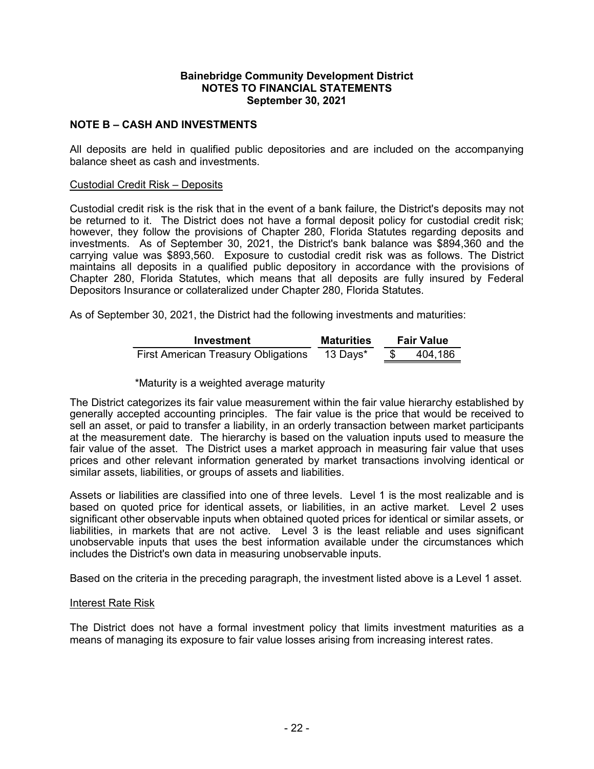# Bainebridge Community Development District
## NOTES TO FINANCIAL STATEMENTS
### September 30, 2021

## NOTE B – CASH AND INVESTMENTS

All deposits are held in qualified public depositories and are included on the accompanying balance sheet as cash and investments.

Custodial Credit Risk – Deposits

Custodial credit risk is the risk that in the event of a bank failure, the District's deposits may not be returned to it. The District does not have a formal deposit policy for custodial credit risk; however, they follow the provisions of Chapter 280, Florida Statutes regarding deposits and investments. As of September 30, 2021, the District's bank balance was $894,360 and the carrying value was $893,560. Exposure to custodial credit risk was as follows. The District maintains all deposits in a qualified public depository in accordance with the provisions of Chapter 280, Florida Statutes, which means that all deposits are fully insured by Federal Depositors Insurance or collateralized under Chapter 280, Florida Statutes.

As of September 30, 2021, the District had the following investments and maturities:

| Investment | Maturities | Fair Value |
|---|---|---|
| First American Treasury Obligations | 13 Days* | $ 404,186 |

*Maturity is a weighted average maturity

The District categorizes its fair value measurement within the fair value hierarchy established by generally accepted accounting principles. The fair value is the price that would be received to sell an asset, or paid to transfer a liability, in an orderly transaction between market participants at the measurement date. The hierarchy is based on the valuation inputs used to measure the fair value of the asset. The District uses a market approach in measuring fair value that uses prices and other relevant information generated by market transactions involving identical or similar assets, liabilities, or groups of assets and liabilities.

Assets or liabilities are classified into one of three levels. Level 1 is the most realizable and is based on quoted price for identical assets, or liabilities, in an active market. Level 2 uses significant other observable inputs when obtained quoted prices for identical or similar assets, or liabilities, in markets that are not active. Level 3 is the least reliable and uses significant unobservable inputs that uses the best information available under the circumstances which includes the District's own data in measuring unobservable inputs.

Based on the criteria in the preceding paragraph, the investment listed above is a Level 1 asset.

Interest Rate Risk

The District does not have a formal investment policy that limits investment maturities as a means of managing its exposure to fair value losses arising from increasing interest rates.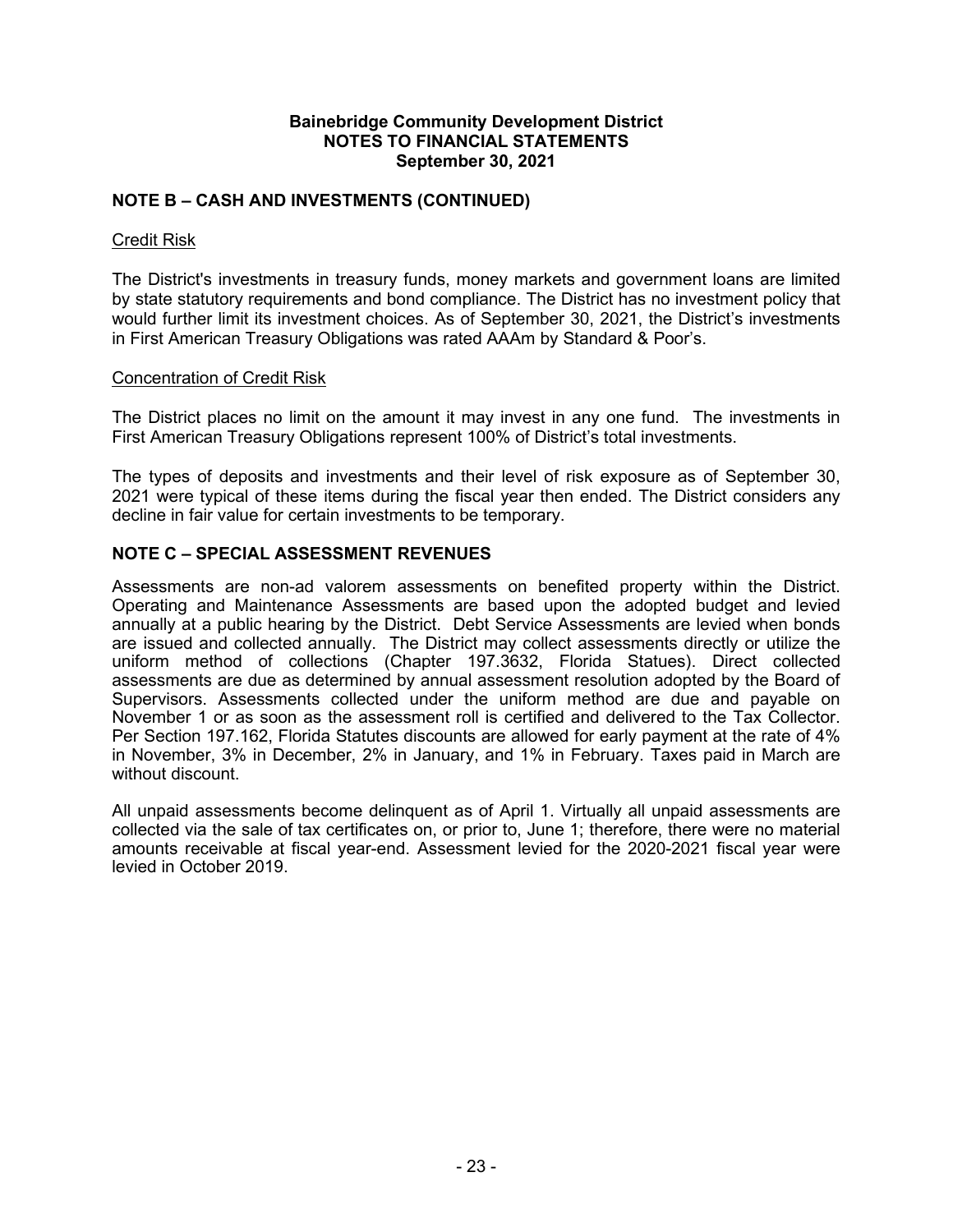**Bainebridge Community Development District**
**NOTES TO FINANCIAL STATEMENTS**
**September 30, 2021**

## NOTE B – CASH AND INVESTMENTS (CONTINUED)

Credit Risk

The District's investments in treasury funds, money markets and government loans are limited by state statutory requirements and bond compliance. The District has no investment policy that would further limit its investment choices. As of September 30, 2021, the District's investments in First American Treasury Obligations was rated AAAm by Standard & Poor's.

Concentration of Credit Risk

The District places no limit on the amount it may invest in any one fund. The investments in First American Treasury Obligations represent 100% of District's total investments.

The types of deposits and investments and their level of risk exposure as of September 30, 2021 were typical of these items during the fiscal year then ended. The District considers any decline in fair value for certain investments to be temporary.

## NOTE C – SPECIAL ASSESSMENT REVENUES

Assessments are non-ad valorem assessments on benefited property within the District. Operating and Maintenance Assessments are based upon the adopted budget and levied annually at a public hearing by the District. Debt Service Assessments are levied when bonds are issued and collected annually. The District may collect assessments directly or utilize the uniform method of collections (Chapter 197.3632, Florida Statues). Direct collected assessments are due as determined by annual assessment resolution adopted by the Board of Supervisors. Assessments collected under the uniform method are due and payable on November 1 or as soon as the assessment roll is certified and delivered to the Tax Collector. Per Section 197.162, Florida Statutes discounts are allowed for early payment at the rate of 4% in November, 3% in December, 2% in January, and 1% in February. Taxes paid in March are without discount.

All unpaid assessments become delinquent as of April 1. Virtually all unpaid assessments are collected via the sale of tax certificates on, or prior to, June 1; therefore, there were no material amounts receivable at fiscal year-end. Assessment levied for the 2020-2021 fiscal year were levied in October 2019.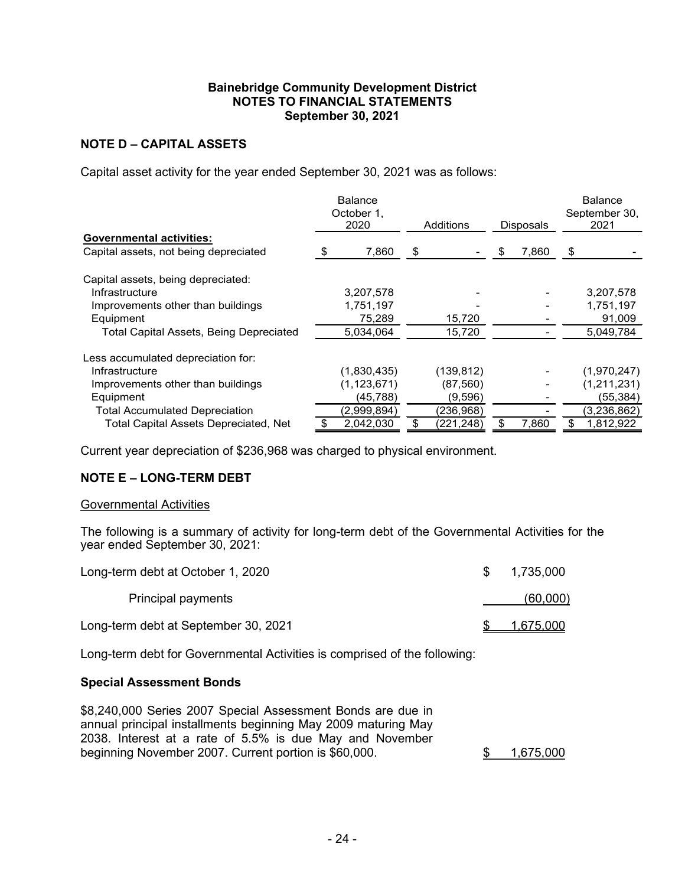**Bainebridge Community Development District**
**NOTES TO FINANCIAL STATEMENTS**
**September 30, 2021**

## NOTE D – CAPITAL ASSETS

Capital asset activity for the year ended September 30, 2021 was as follows:

| | Balance October 1, 2020 | Additions | Disposals | Balance September 30, 2021 |
|---|---|---|---|---|
| **Governmental activities:** | | | | |
| Capital assets, not being depreciated | $ 7,860 | $ - | $ 7,860 | $ - |
| Capital assets, being depreciated: | | | | |
| Infrastructure | 3,207,578 | - | - | 3,207,578 |
| Improvements other than buildings | 1,751,197 | - | - | 1,751,197 |
| Equipment | 75,289 | 15,720 | - | 91,009 |
| Total Capital Assets, Being Depreciated | 5,034,064 | 15,720 | - | 5,049,784 |
| Less accumulated depreciation for: | | | | |
| Infrastructure | (1,830,435) | (139,812) | - | (1,970,247) |
| Improvements other than buildings | (1,123,671) | (87,560) | - | (1,211,231) |
| Equipment | (45,788) | (9,596) | - | (55,384) |
| Total Accumulated Depreciation | (2,999,894) | (236,968) | - | (3,236,862) |
| Total Capital Assets Depreciated, Net | $ 2,042,030 | $ (221,248) | $ 7,860 | $ 1,812,922 |

Current year depreciation of $236,968 was charged to physical environment.

## NOTE E – LONG-TERM DEBT

Governmental Activities

The following is a summary of activity for long-term debt of the Governmental Activities for the year ended September 30, 2021:

| | |
|---|---|
| Long-term debt at October 1, 2020 | $ 1,735,000 |
| Principal payments | (60,000) |
| Long-term debt at September 30, 2021 | $ 1,675,000 |

Long-term debt for Governmental Activities is comprised of the following:

**Special Assessment Bonds**

| | |
|---|---|
| $8,240,000 Series 2007 Special Assessment Bonds are due in annual principal installments beginning May 2009 maturing May 2038. Interest at a rate of 5.5% is due May and November beginning November 2007. Current portion is $60,000. | $ 1,675,000 |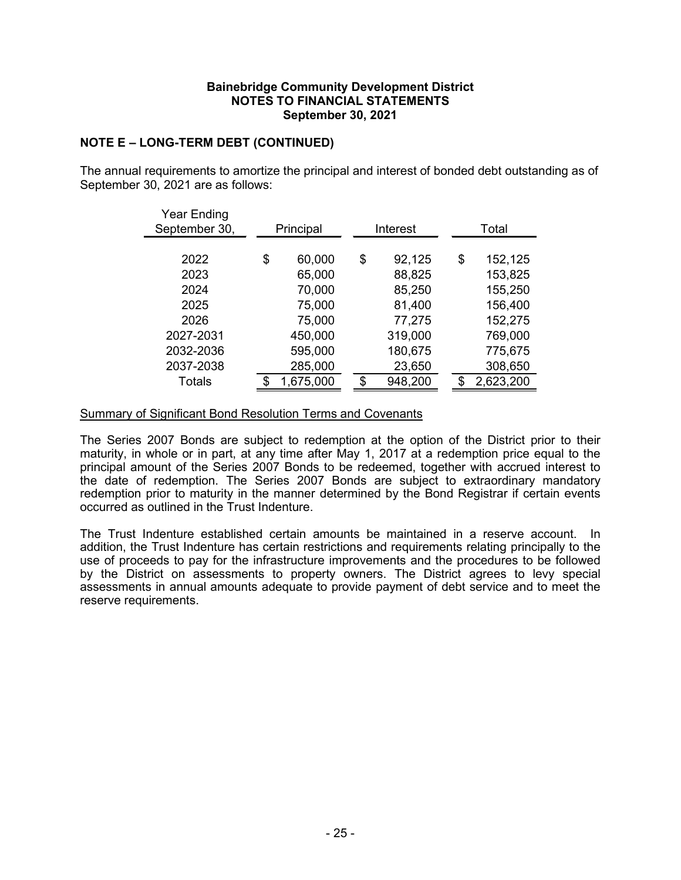**Bainebridge Community Development District**
**NOTES TO FINANCIAL STATEMENTS**
**September 30, 2021**

## NOTE E – LONG-TERM DEBT (CONTINUED)

The annual requirements to amortize the principal and interest of bonded debt outstanding as of September 30, 2021 are as follows:

| Year Ending September 30, | Principal | Interest | Total |
|---|---|---|---|
| 2022 | $ 60,000 | $ 92,125 | $ 152,125 |
| 2023 | 65,000 | 88,825 | 153,825 |
| 2024 | 70,000 | 85,250 | 155,250 |
| 2025 | 75,000 | 81,400 | 156,400 |
| 2026 | 75,000 | 77,275 | 152,275 |
| 2027-2031 | 450,000 | 319,000 | 769,000 |
| 2032-2036 | 595,000 | 180,675 | 775,675 |
| 2037-2038 | 285,000 | 23,650 | 308,650 |
| Totals | $ 1,675,000 | $ 948,200 | $ 2,623,200 |

### Summary of Significant Bond Resolution Terms and Covenants

The Series 2007 Bonds are subject to redemption at the option of the District prior to their maturity, in whole or in part, at any time after May 1, 2017 at a redemption price equal to the principal amount of the Series 2007 Bonds to be redeemed, together with accrued interest to the date of redemption. The Series 2007 Bonds are subject to extraordinary mandatory redemption prior to maturity in the manner determined by the Bond Registrar if certain events occurred as outlined in the Trust Indenture.

The Trust Indenture established certain amounts be maintained in a reserve account. In addition, the Trust Indenture has certain restrictions and requirements relating principally to the use of proceeds to pay for the infrastructure improvements and the procedures to be followed by the District on assessments to property owners. The District agrees to levy special assessments in annual amounts adequate to provide payment of debt service and to meet the reserve requirements.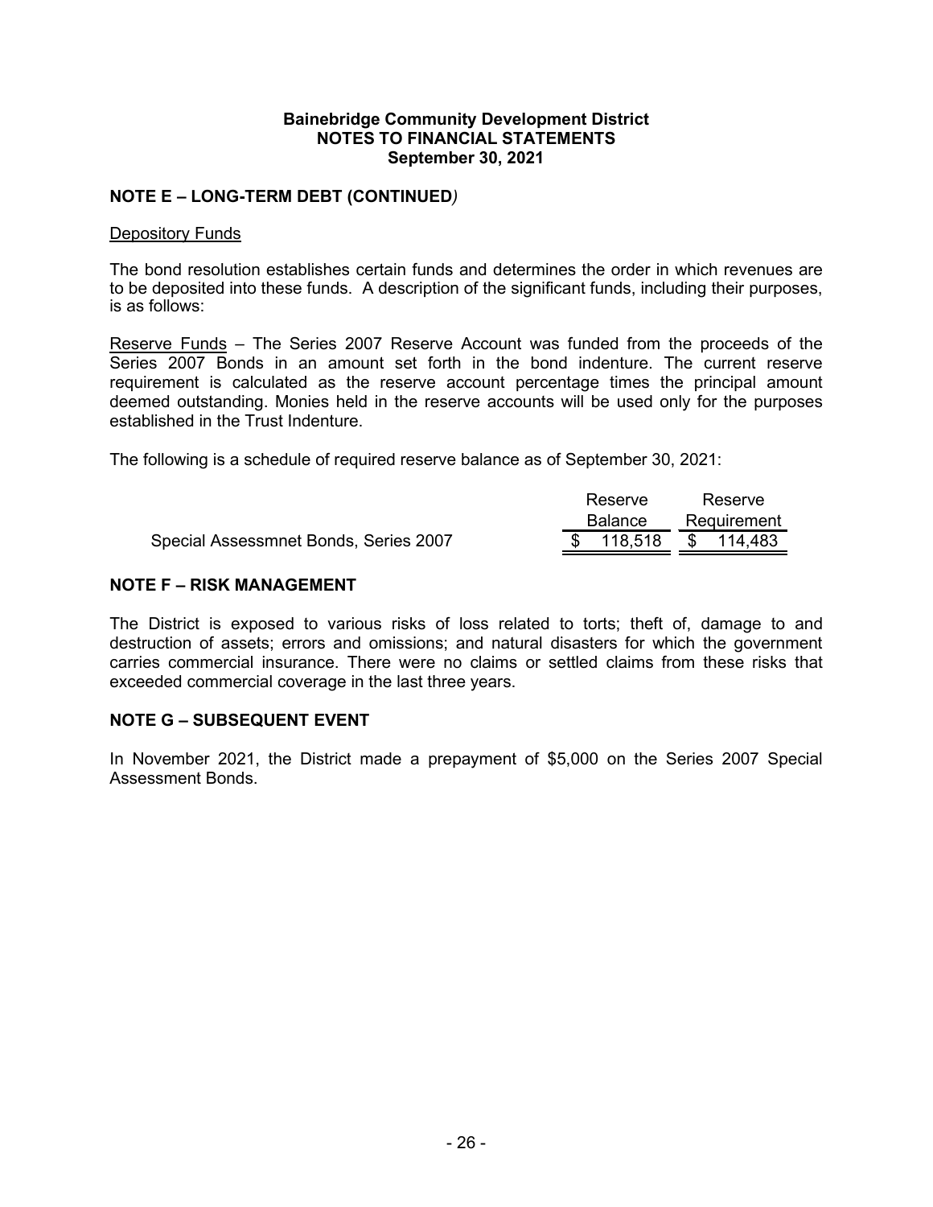**Bainebridge Community Development District**
**NOTES TO FINANCIAL STATEMENTS**
**September 30, 2021**

## NOTE E – LONG-TERM DEBT (CONTINUED)

Depository Funds

The bond resolution establishes certain funds and determines the order in which revenues are to be deposited into these funds. A description of the significant funds, including their purposes, is as follows:

Reserve Funds – The Series 2007 Reserve Account was funded from the proceeds of the Series 2007 Bonds in an amount set forth in the bond indenture. The current reserve requirement is calculated as the reserve account percentage times the principal amount deemed outstanding. Monies held in the reserve accounts will be used only for the purposes established in the Trust Indenture.

The following is a schedule of required reserve balance as of September 30, 2021:

| | Reserve Balance | Reserve Requirement |
|---|---|---|
| Special Assessmnet Bonds, Series 2007 | $ 118,518 | $ 114,483 |

## NOTE F – RISK MANAGEMENT

The District is exposed to various risks of loss related to torts; theft of, damage to and destruction of assets; errors and omissions; and natural disasters for which the government carries commercial insurance. There were no claims or settled claims from these risks that exceeded commercial coverage in the last three years.

## NOTE G – SUBSEQUENT EVENT

In November 2021, the District made a prepayment of $5,000 on the Series 2007 Special Assessment Bonds.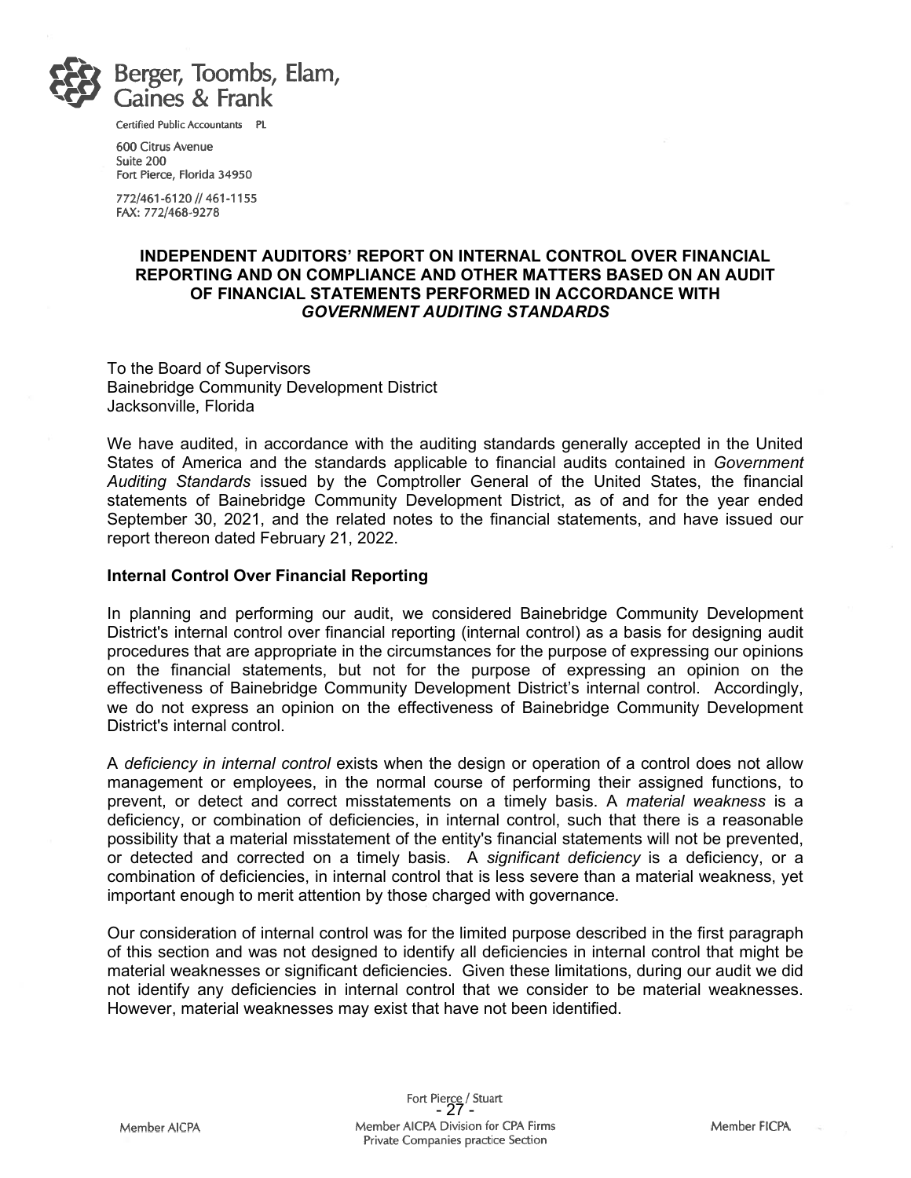Berger, Toombs, Elam, Gaines & Frank

Certified Public Accountants PL

600 Citrus Avenue
Suite 200
Fort Pierce, Florida 34950

772/461-6120 // 461-1155
FAX: 772/468-9278

## INDEPENDENT AUDITORS' REPORT ON INTERNAL CONTROL OVER FINANCIAL REPORTING AND ON COMPLIANCE AND OTHER MATTERS BASED ON AN AUDIT OF FINANCIAL STATEMENTS PERFORMED IN ACCORDANCE WITH *GOVERNMENT AUDITING STANDARDS*

To the Board of Supervisors
Bainebridge Community Development District
Jacksonville, Florida

We have audited, in accordance with the auditing standards generally accepted in the United States of America and the standards applicable to financial audits contained in *Government Auditing Standards* issued by the Comptroller General of the United States, the financial statements of Bainebridge Community Development District, as of and for the year ended September 30, 2021, and the related notes to the financial statements, and have issued our report thereon dated February 21, 2022.

### Internal Control Over Financial Reporting

In planning and performing our audit, we considered Bainebridge Community Development District's internal control over financial reporting (internal control) as a basis for designing audit procedures that are appropriate in the circumstances for the purpose of expressing our opinions on the financial statements, but not for the purpose of expressing an opinion on the effectiveness of Bainebridge Community Development District's internal control. Accordingly, we do not express an opinion on the effectiveness of Bainebridge Community Development District's internal control.

A *deficiency in internal control* exists when the design or operation of a control does not allow management or employees, in the normal course of performing their assigned functions, to prevent, or detect and correct misstatements on a timely basis. A *material weakness* is a deficiency, or combination of deficiencies, in internal control, such that there is a reasonable possibility that a material misstatement of the entity's financial statements will not be prevented, or detected and corrected on a timely basis. A *significant deficiency* is a deficiency, or a combination of deficiencies, in internal control that is less severe than a material weakness, yet important enough to merit attention by those charged with governance.

Our consideration of internal control was for the limited purpose described in the first paragraph of this section and was not designed to identify all deficiencies in internal control that might be material weaknesses or significant deficiencies. Given these limitations, during our audit we did not identify any deficiencies in internal control that we consider to be material weaknesses. However, material weaknesses may exist that have not been identified.

Fort Pierce / Stuart

Member AICPA — Member AICPA Division for CPA Firms, Private Companies practice Section — Member FICPA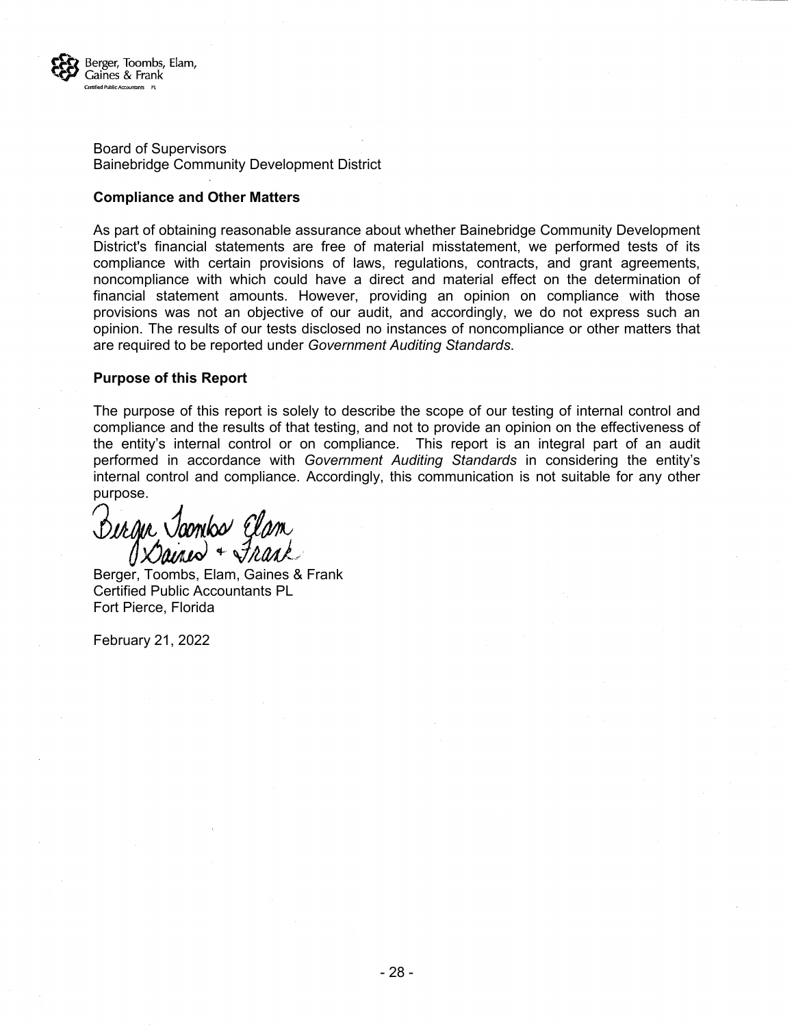Board of Supervisors
Bainebridge Community Development District

**Compliance and Other Matters**

As part of obtaining reasonable assurance about whether Bainebridge Community Development District's financial statements are free of material misstatement, we performed tests of its compliance with certain provisions of laws, regulations, contracts, and grant agreements, noncompliance with which could have a direct and material effect on the determination of financial statement amounts. However, providing an opinion on compliance with those provisions was not an objective of our audit, and accordingly, we do not express such an opinion. The results of our tests disclosed no instances of noncompliance or other matters that are required to be reported under *Government Auditing Standards*.

**Purpose of this Report**

The purpose of this report is solely to describe the scope of our testing of internal control and compliance and the results of that testing, and not to provide an opinion on the effectiveness of the entity's internal control or on compliance. This report is an integral part of an audit performed in accordance with *Government Auditing Standards* in considering the entity's internal control and compliance. Accordingly, this communication is not suitable for any other purpose.

Berger, Toombs, Elam, Gaines & Frank
Certified Public Accountants PL
Fort Pierce, Florida

February 21, 2022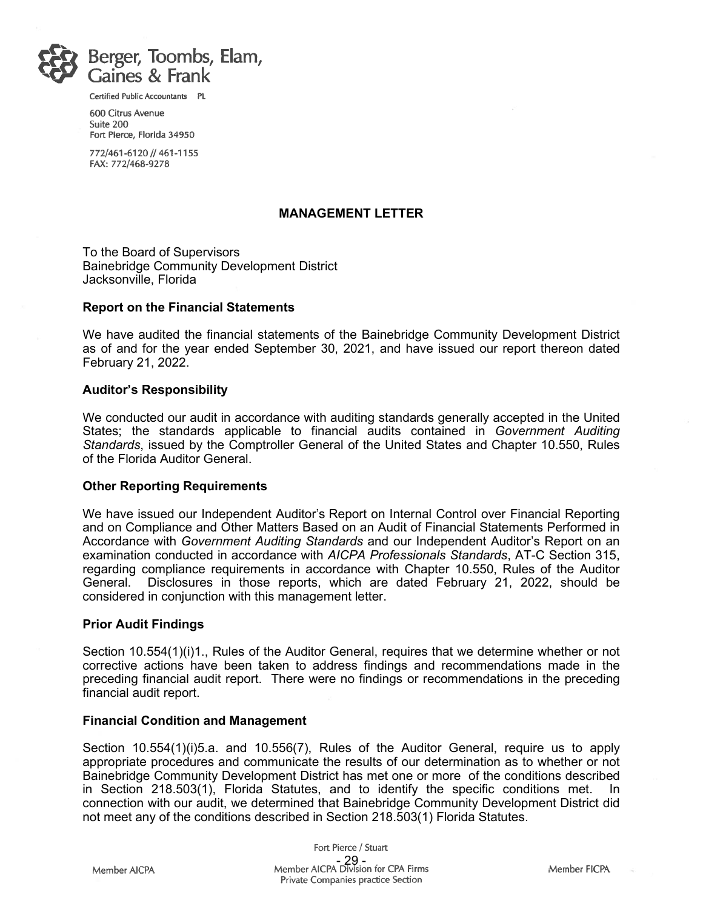Berger, Toombs, Elam, Gaines & Frank

Certified Public Accountants PL

600 Citrus Avenue
Suite 200
Fort Pierce, Florida 34950

772/461-6120 // 461-1155
FAX: 772/468-9278

## MANAGEMENT LETTER

To the Board of Supervisors
Bainebridge Community Development District
Jacksonville, Florida

### Report on the Financial Statements

We have audited the financial statements of the Bainebridge Community Development District as of and for the year ended September 30, 2021, and have issued our report thereon dated February 21, 2022.

### Auditor's Responsibility

We conducted our audit in accordance with auditing standards generally accepted in the United States; the standards applicable to financial audits contained in *Government Auditing Standards*, issued by the Comptroller General of the United States and Chapter 10.550, Rules of the Florida Auditor General.

### Other Reporting Requirements

We have issued our Independent Auditor's Report on Internal Control over Financial Reporting and on Compliance and Other Matters Based on an Audit of Financial Statements Performed in Accordance with *Government Auditing Standards* and our Independent Auditor's Report on an examination conducted in accordance with *AICPA Professionals Standards*, AT-C Section 315, regarding compliance requirements in accordance with Chapter 10.550, Rules of the Auditor General. Disclosures in those reports, which are dated February 21, 2022, should be considered in conjunction with this management letter.

### Prior Audit Findings

Section 10.554(1)(i)1., Rules of the Auditor General, requires that we determine whether or not corrective actions have been taken to address findings and recommendations made in the preceding financial audit report. There were no findings or recommendations in the preceding financial audit report.

### Financial Condition and Management

Section 10.554(1)(i)5.a. and 10.556(7), Rules of the Auditor General, require us to apply appropriate procedures and communicate the results of our determination as to whether or not Bainebridge Community Development District has met one or more of the conditions described in Section 218.503(1), Florida Statutes, and to identify the specific conditions met. In connection with our audit, we determined that Bainebridge Community Development District did not meet any of the conditions described in Section 218.503(1) Florida Statutes.

Fort Pierce / Stuart

Member AICPA | Member AICPA Division for CPA Firms Private Companies practice Section | Member FICPA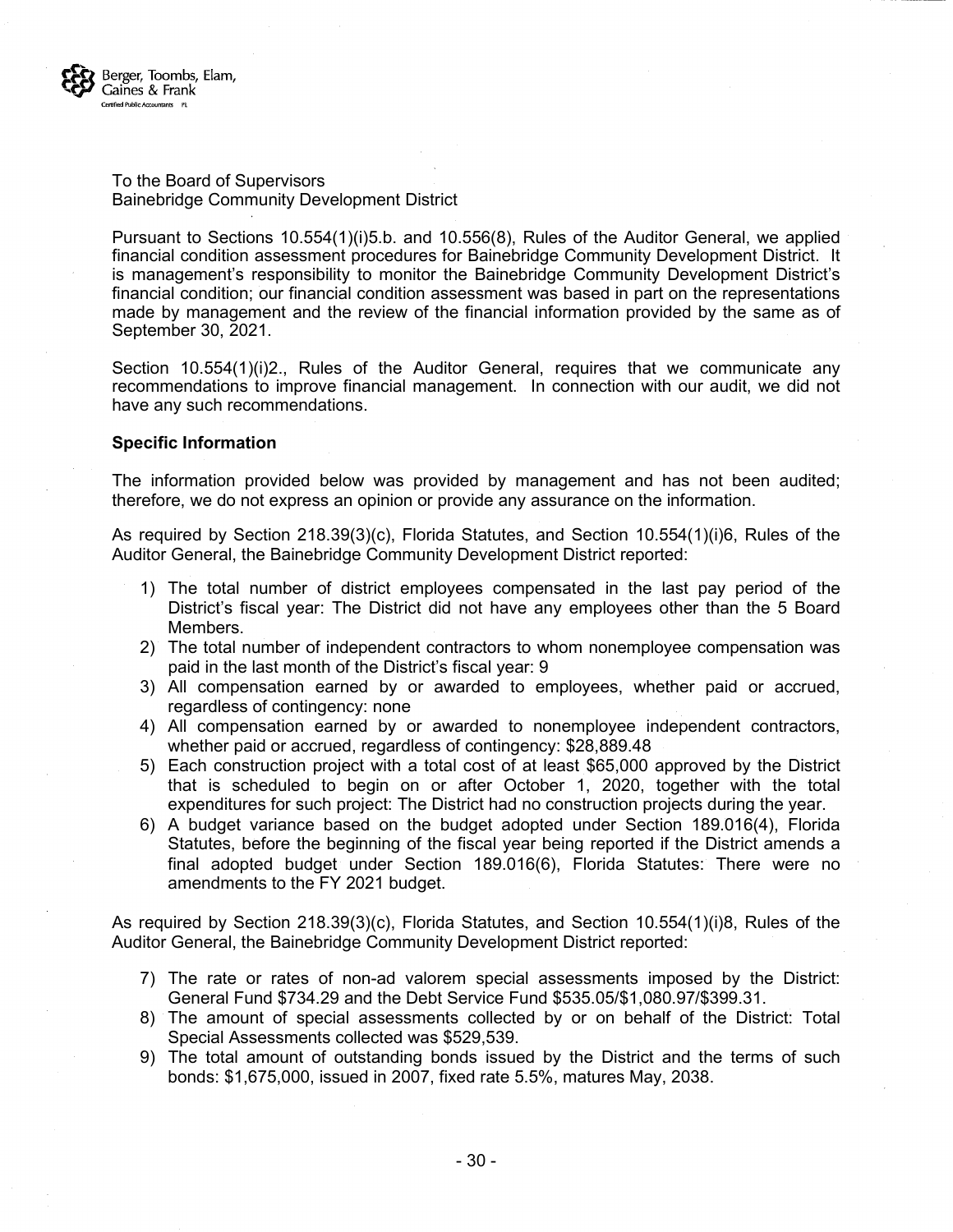Berger, Toombs, Elam, Gaines & Frank
Certified Public Accountants PL

To the Board of Supervisors
Bainebridge Community Development District

Pursuant to Sections 10.554(1)(i)5.b. and 10.556(8), Rules of the Auditor General, we applied financial condition assessment procedures for Bainebridge Community Development District. It is management's responsibility to monitor the Bainebridge Community Development District's financial condition; our financial condition assessment was based in part on the representations made by management and the review of the financial information provided by the same as of September 30, 2021.

Section 10.554(1)(i)2., Rules of the Auditor General, requires that we communicate any recommendations to improve financial management. In connection with our audit, we did not have any such recommendations.

**Specific Information**

The information provided below was provided by management and has not been audited; therefore, we do not express an opinion or provide any assurance on the information.

As required by Section 218.39(3)(c), Florida Statutes, and Section 10.554(1)(i)6, Rules of the Auditor General, the Bainebridge Community Development District reported:

1) The total number of district employees compensated in the last pay period of the District's fiscal year: The District did not have any employees other than the 5 Board Members.
2) The total number of independent contractors to whom nonemployee compensation was paid in the last month of the District's fiscal year: 9
3) All compensation earned by or awarded to employees, whether paid or accrued, regardless of contingency: none
4) All compensation earned by or awarded to nonemployee independent contractors, whether paid or accrued, regardless of contingency: $28,889.48
5) Each construction project with a total cost of at least $65,000 approved by the District that is scheduled to begin on or after October 1, 2020, together with the total expenditures for such project: The District had no construction projects during the year.
6) A budget variance based on the budget adopted under Section 189.016(4), Florida Statutes, before the beginning of the fiscal year being reported if the District amends a final adopted budget under Section 189.016(6), Florida Statutes: There were no amendments to the FY 2021 budget.

As required by Section 218.39(3)(c), Florida Statutes, and Section 10.554(1)(i)8, Rules of the Auditor General, the Bainebridge Community Development District reported:

7) The rate or rates of non-ad valorem special assessments imposed by the District: General Fund $734.29 and the Debt Service Fund $535.05/$1,080.97/$399.31.
8) The amount of special assessments collected by or on behalf of the District: Total Special Assessments collected was $529,539.
9) The total amount of outstanding bonds issued by the District and the terms of such bonds: $1,675,000, issued in 2007, fixed rate 5.5%, matures May, 2038.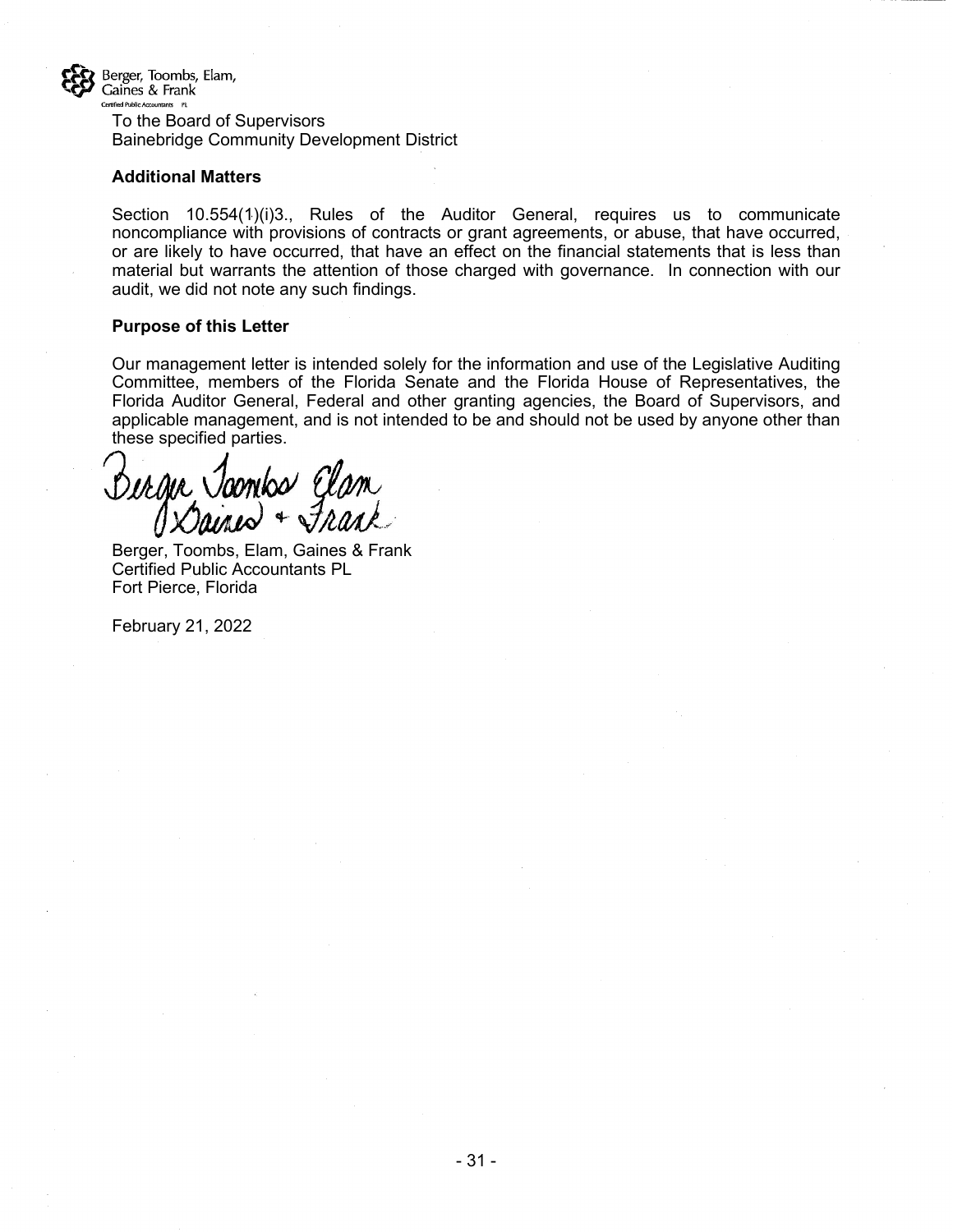Berger, Toombs, Elam, Gaines & Frank
Certified Public Accountants PL

To the Board of Supervisors
Bainebridge Community Development District

**Additional Matters**

Section 10.554(1)(i)3., Rules of the Auditor General, requires us to communicate noncompliance with provisions of contracts or grant agreements, or abuse, that have occurred, or are likely to have occurred, that have an effect on the financial statements that is less than material but warrants the attention of those charged with governance. In connection with our audit, we did not note any such findings.

**Purpose of this Letter**

Our management letter is intended solely for the information and use of the Legislative Auditing Committee, members of the Florida Senate and the Florida House of Representatives, the Florida Auditor General, Federal and other granting agencies, the Board of Supervisors, and applicable management, and is not intended to be and should not be used by anyone other than these specified parties.

Berger Toombs Elam Gaines + Frank

Berger, Toombs, Elam, Gaines & Frank
Certified Public Accountants PL
Fort Pierce, Florida

February 21, 2022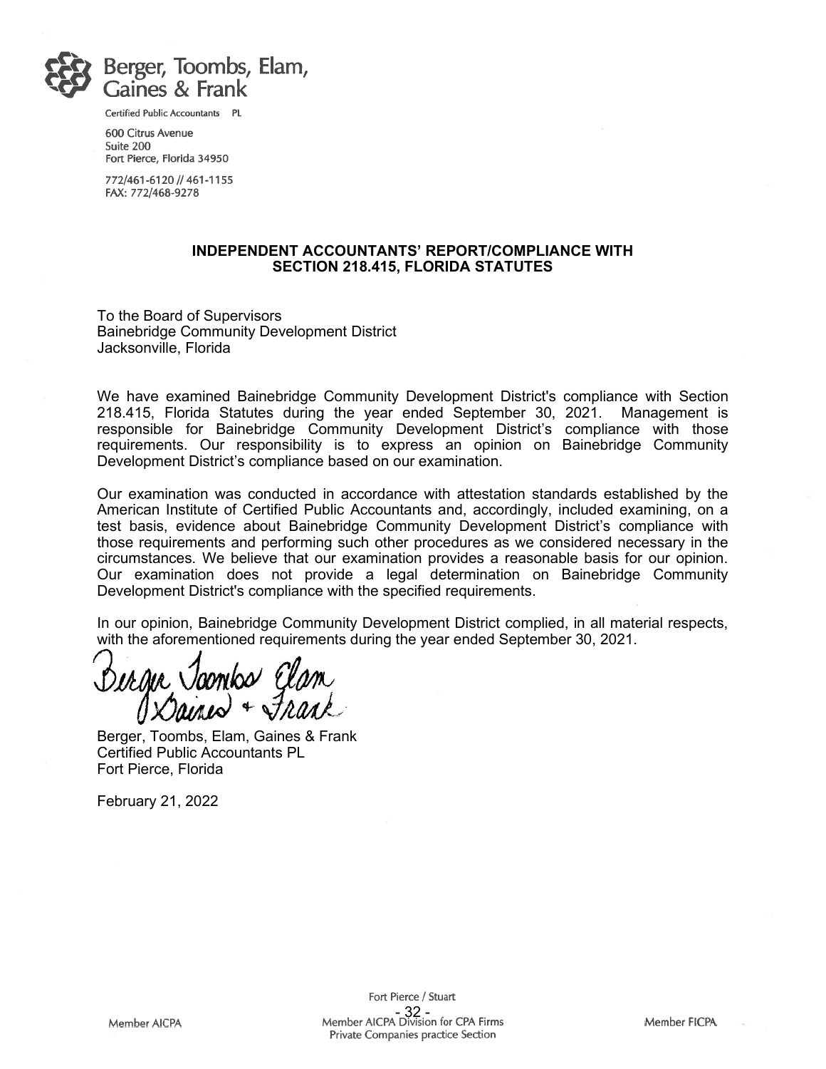Berger, Toombs, Elam, Gaines & Frank

Certified Public Accountants PL

600 Citrus Avenue
Suite 200
Fort Pierce, Florida 34950

772/461-6120 // 461-1155
FAX: 772/468-9278

**INDEPENDENT ACCOUNTANTS' REPORT/COMPLIANCE WITH SECTION 218.415, FLORIDA STATUTES**

To the Board of Supervisors
Bainebridge Community Development District
Jacksonville, Florida

We have examined Bainebridge Community Development District's compliance with Section 218.415, Florida Statutes during the year ended September 30, 2021. Management is responsible for Bainebridge Community Development District's compliance with those requirements. Our responsibility is to express an opinion on Bainebridge Community Development District's compliance based on our examination.

Our examination was conducted in accordance with attestation standards established by the American Institute of Certified Public Accountants and, accordingly, included examining, on a test basis, evidence about Bainebridge Community Development District's compliance with those requirements and performing such other procedures as we considered necessary in the circumstances. We believe that our examination provides a reasonable basis for our opinion. Our examination does not provide a legal determination on Bainebridge Community Development District's compliance with the specified requirements.

In our opinion, Bainebridge Community Development District complied, in all material respects, with the aforementioned requirements during the year ended September 30, 2021.

Berger Toombs Elam Gaines + Frank

Berger, Toombs, Elam, Gaines & Frank
Certified Public Accountants PL
Fort Pierce, Florida

February 21, 2022

Member AICPA

Fort Pierce / Stuart
Member AICPA Division for CPA Firms
Private Companies practice Section

Member FICPA